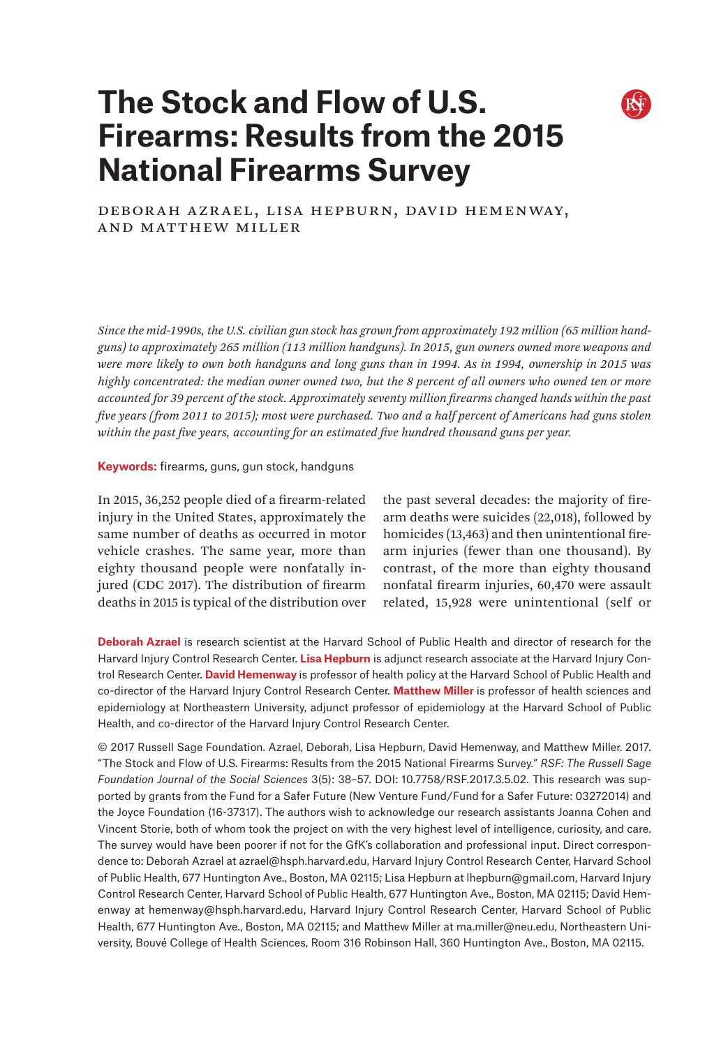# The Stock and Flow of U.S. Firearms: Results from the 2015 National Firearms Survey

DEBORAH AZRAEL, LISA HEPBURN, DAVID HEMENWAY, AND MATTHEW MILLER

*Since the mid-1990s, the U.S. civilian gun stock has grown from approximately 192 million (65 million handguns) to approximately 265 million (113 million handguns). In 2015, gun owners owned more weapons and were more likely to own both handguns and long guns than in 1994. As in 1994, ownership in 2015 was highly concentrated: the median owner owned two, but the 8 percent of all owners who owned ten or more accounted for 39 percent of the stock. Approximately seventy million firearms changed hands within the past five years (from 2011 to 2015); most were purchased. Two and a half percent of Americans had guns stolen within the past five years, accounting for an estimated five hundred thousand guns per year.*

**Keywords:** firearms, guns, gun stock, handguns

In 2015, 36,252 people died of a firearm-related injury in the United States, approximately the same number of deaths as occurred in motor vehicle crashes. The same year, more than eighty thousand people were nonfatally injured (CDC 2017). The distribution of firearm deaths in 2015 is typical of the distribution over the past several decades: the majority of firearm deaths were suicides (22,018), followed by homicides (13,463) and then unintentional firearm injuries (fewer than one thousand). By contrast, of the more than eighty thousand nonfatal firearm injuries, 60,470 were assault related, 15,928 were unintentional (self or

**Deborah Azrael** is research scientist at the Harvard School of Public Health and director of research for the Harvard Injury Control Research Center. **Lisa Hepburn** is adjunct research associate at the Harvard Injury Control Research Center. **David Hemenway** is professor of health policy at the Harvard School of Public Health and co-director of the Harvard Injury Control Research Center. **Matthew Miller** is professor of health sciences and epidemiology at Northeastern University, adjunct professor of epidemiology at the Harvard School of Public Health, and co-director of the Harvard Injury Control Research Center.

© 2017 Russell Sage Foundation. Azrael, Deborah, Lisa Hepburn, David Hemenway, and Matthew Miller. 2017. "The Stock and Flow of U.S. Firearms: Results from the 2015 National Firearms Survey." *RSF: The Russell Sage Foundation Journal of the Social Sciences* 3(5): 38–57. DOI: 10.7758/RSF.2017.3.5.02. This research was supported by grants from the Fund for a Safer Future (New Venture Fund/Fund for a Safer Future: 03272014) and the Joyce Foundation (16-37317). The authors wish to acknowledge our research assistants Joanna Cohen and Vincent Storie, both of whom took the project on with the very highest level of intelligence, curiosity, and care. The survey would have been poorer if not for the GfK's collaboration and professional input. Direct correspondence to: Deborah Azrael at azrael@hsph.harvard.edu, Harvard Injury Control Research Center, Harvard School of Public Health, 677 Huntington Ave., Boston, MA 02115; Lisa Hepburn at lhepburn@gmail.com, Harvard Injury Control Research Center, Harvard School of Public Health, 677 Huntington Ave., Boston, MA 02115; David Hemenway at hemenway@hsph.harvard.edu, Harvard Injury Control Research Center, Harvard School of Public Health, 677 Huntington Ave., Boston, MA 02115; and Matthew Miller at ma.miller@neu.edu, Northeastern University, Bouvé College of Health Sciences, Room 316 Robinson Hall, 360 Huntington Ave., Boston, MA 02115.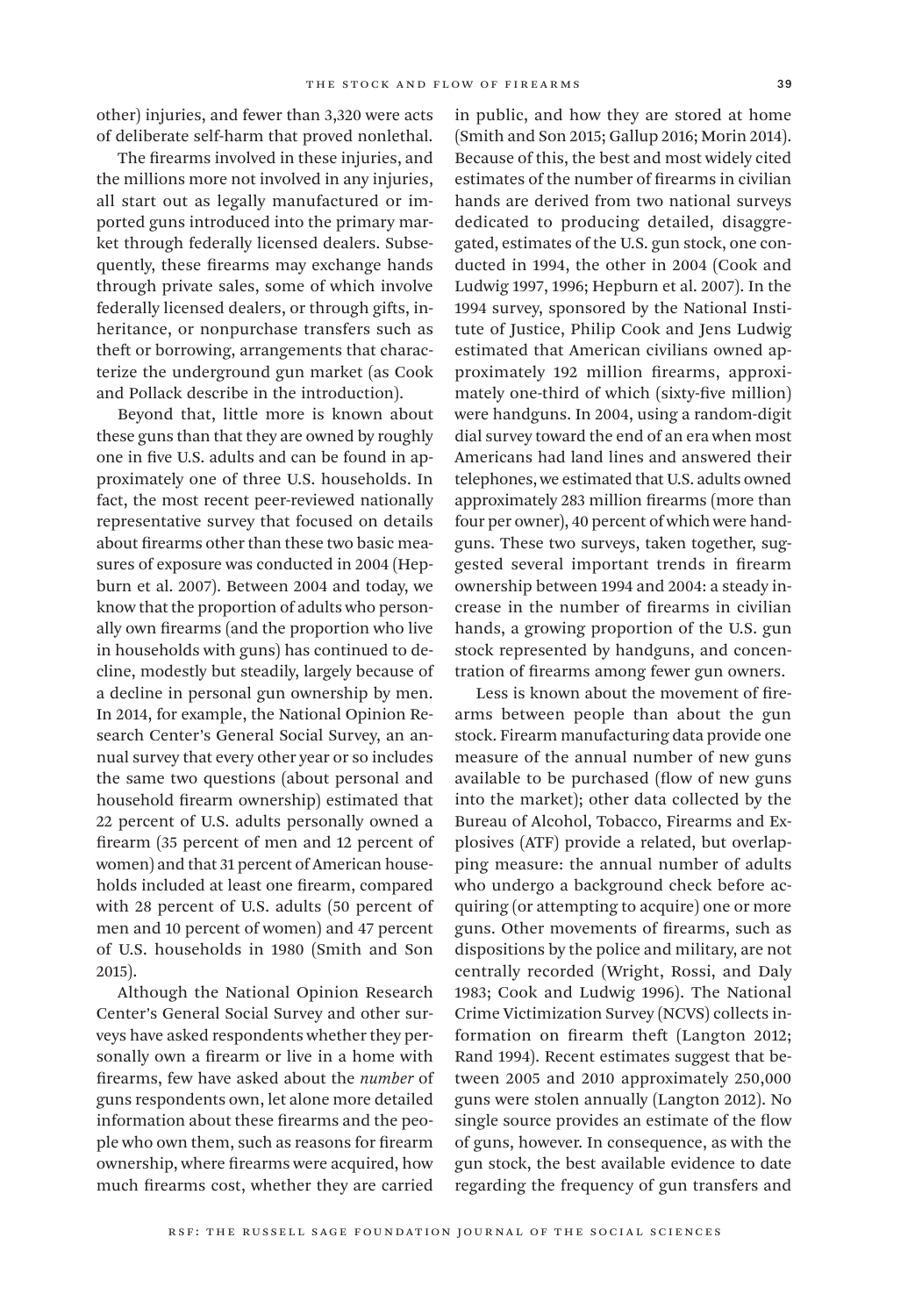other) injuries, and fewer than 3,320 were acts of deliberate self-harm that proved nonlethal.

The firearms involved in these injuries, and the millions more not involved in any injuries, all start out as legally manufactured or imported guns introduced into the primary market through federally licensed dealers. Subsequently, these firearms may exchange hands through private sales, some of which involve federally licensed dealers, or through gifts, inheritance, or nonpurchase transfers such as theft or borrowing, arrangements that characterize the underground gun market (as Cook and Pollack describe in the introduction).

Beyond that, little more is known about these guns than that they are owned by roughly one in five U.S. adults and can be found in approximately one of three U.S. households. In fact, the most recent peer-reviewed nationally representative survey that focused on details about firearms other than these two basic measures of exposure was conducted in 2004 (Hepburn et al. 2007). Between 2004 and today, we know that the proportion of adults who personally own firearms (and the proportion who live in households with guns) has continued to decline, modestly but steadily, largely because of a decline in personal gun ownership by men. In 2014, for example, the National Opinion Research Center's General Social Survey, an annual survey that every other year or so includes the same two questions (about personal and household firearm ownership) estimated that 22 percent of U.S. adults personally owned a firearm (35 percent of men and 12 percent of women) and that 31 percent of American households included at least one firearm, compared with 28 percent of U.S. adults (50 percent of men and 10 percent of women) and 47 percent of U.S. households in 1980 (Smith and Son 2015).

Although the National Opinion Research Center's General Social Survey and other surveys have asked respondents whether they personally own a firearm or live in a home with firearms, few have asked about the *number* of guns respondents own, let alone more detailed information about these firearms and the people who own them, such as reasons for firearm ownership, where firearms were acquired, how much firearms cost, whether they are carried in public, and how they are stored at home (Smith and Son 2015; Gallup 2016; Morin 2014). Because of this, the best and most widely cited estimates of the number of firearms in civilian hands are derived from two national surveys dedicated to producing detailed, disaggregated, estimates of the U.S. gun stock, one conducted in 1994, the other in 2004 (Cook and Ludwig 1997, 1996; Hepburn et al. 2007). In the 1994 survey, sponsored by the National Institute of Justice, Philip Cook and Jens Ludwig estimated that American civilians owned approximately 192 million firearms, approximately one-third of which (sixty-five million) were handguns. In 2004, using a random-digit dial survey toward the end of an era when most Americans had land lines and answered their telephones, we estimated that U.S. adults owned approximately 283 million firearms (more than four per owner), 40 percent of which were handguns. These two surveys, taken together, suggested several important trends in firearm ownership between 1994 and 2004: a steady increase in the number of firearms in civilian hands, a growing proportion of the U.S. gun stock represented by handguns, and concentration of firearms among fewer gun owners.

Less is known about the movement of firearms between people than about the gun stock. Firearm manufacturing data provide one measure of the annual number of new guns available to be purchased (flow of new guns into the market); other data collected by the Bureau of Alcohol, Tobacco, Firearms and Explosives (ATF) provide a related, but overlapping measure: the annual number of adults who undergo a background check before acquiring (or attempting to acquire) one or more guns. Other movements of firearms, such as dispositions by the police and military, are not centrally recorded (Wright, Rossi, and Daly 1983; Cook and Ludwig 1996). The National Crime Victimization Survey (NCVS) collects information on firearm theft (Langton 2012; Rand 1994). Recent estimates suggest that between 2005 and 2010 approximately 250,000 guns were stolen annually (Langton 2012). No single source provides an estimate of the flow of guns, however. In consequence, as with the gun stock, the best available evidence to date regarding the frequency of gun transfers and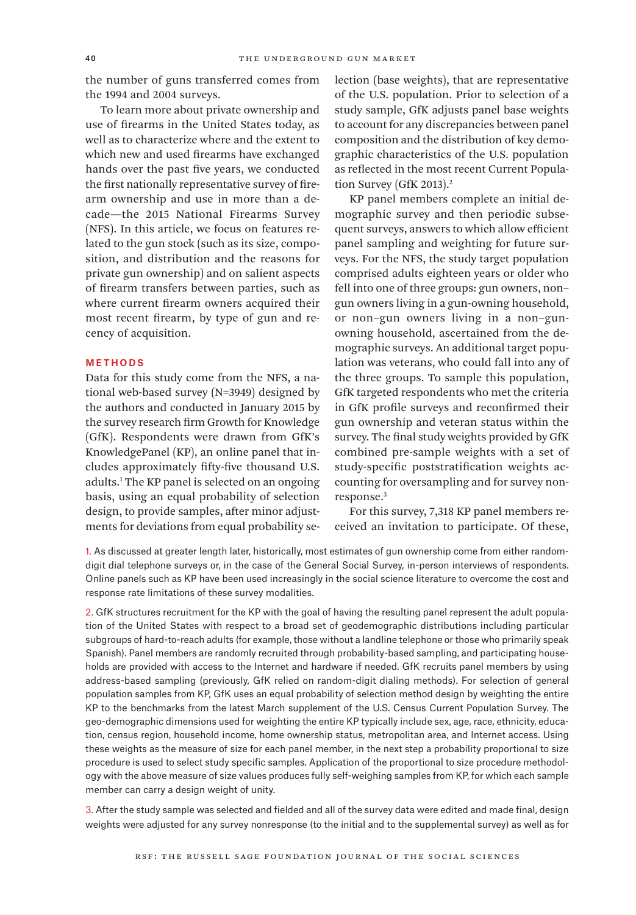the number of guns transferred comes from the 1994 and 2004 surveys.

To learn more about private ownership and use of firearms in the United States today, as well as to characterize where and the extent to which new and used firearms have exchanged hands over the past five years, we conducted the first nationally representative survey of firearm ownership and use in more than a decade—the 2015 National Firearms Survey (NFS). In this article, we focus on features related to the gun stock (such as its size, composition, and distribution and the reasons for private gun ownership) and on salient aspects of firearm transfers between parties, such as where current firearm owners acquired their most recent firearm, by type of gun and recency of acquisition.

## METHODS

Data for this study come from the NFS, a national web-based survey (N=3949) designed by the authors and conducted in January 2015 by the survey research firm Growth for Knowledge (GfK). Respondents were drawn from GfK's KnowledgePanel (KP), an online panel that includes approximately fifty-five thousand U.S. adults.[1] The KP panel is selected on an ongoing basis, using an equal probability of selection design, to provide samples, after minor adjustments for deviations from equal probability selection (base weights), that are representative of the U.S. population. Prior to selection of a study sample, GfK adjusts panel base weights to account for any discrepancies between panel composition and the distribution of key demographic characteristics of the U.S. population as reflected in the most recent Current Population Survey (GfK 2013).[2]

KP panel members complete an initial demographic survey and then periodic subsequent surveys, answers to which allow efficient panel sampling and weighting for future surveys. For the NFS, the study target population comprised adults eighteen years or older who fell into one of three groups: gun owners, non–gun owners living in a gun-owning household, or non–gun owners living in a non–gun-owning household, ascertained from the demographic surveys. An additional target population was veterans, who could fall into any of the three groups. To sample this population, GfK targeted respondents who met the criteria in GfK profile surveys and reconfirmed their gun ownership and veteran status within the survey. The final study weights provided by GfK combined pre-sample weights with a set of study-specific poststratification weights accounting for oversampling and for survey nonresponse.[3]

For this survey, 7,318 KP panel members received an invitation to participate. Of these,

1. As discussed at greater length later, historically, most estimates of gun ownership come from either random-digit dial telephone surveys or, in the case of the General Social Survey, in-person interviews of respondents. Online panels such as KP have been used increasingly in the social science literature to overcome the cost and response rate limitations of these survey modalities.

2. GfK structures recruitment for the KP with the goal of having the resulting panel represent the adult population of the United States with respect to a broad set of geodemographic distributions including particular subgroups of hard-to-reach adults (for example, those without a landline telephone or those who primarily speak Spanish). Panel members are randomly recruited through probability-based sampling, and participating households are provided with access to the Internet and hardware if needed. GfK recruits panel members by using address-based sampling (previously, GfK relied on random-digit dialing methods). For selection of general population samples from KP, GfK uses an equal probability of selection method design by weighting the entire KP to the benchmarks from the latest March supplement of the U.S. Census Current Population Survey. The geo-demographic dimensions used for weighting the entire KP typically include sex, age, race, ethnicity, education, census region, household income, home ownership status, metropolitan area, and Internet access. Using these weights as the measure of size for each panel member, in the next step a probability proportional to size procedure is used to select study specific samples. Application of the proportional to size procedure methodology with the above measure of size values produces fully self-weighing samples from KP, for which each sample member can carry a design weight of unity.

3. After the study sample was selected and fielded and all of the survey data were edited and made final, design weights were adjusted for any survey nonresponse (to the initial and to the supplemental survey) as well as for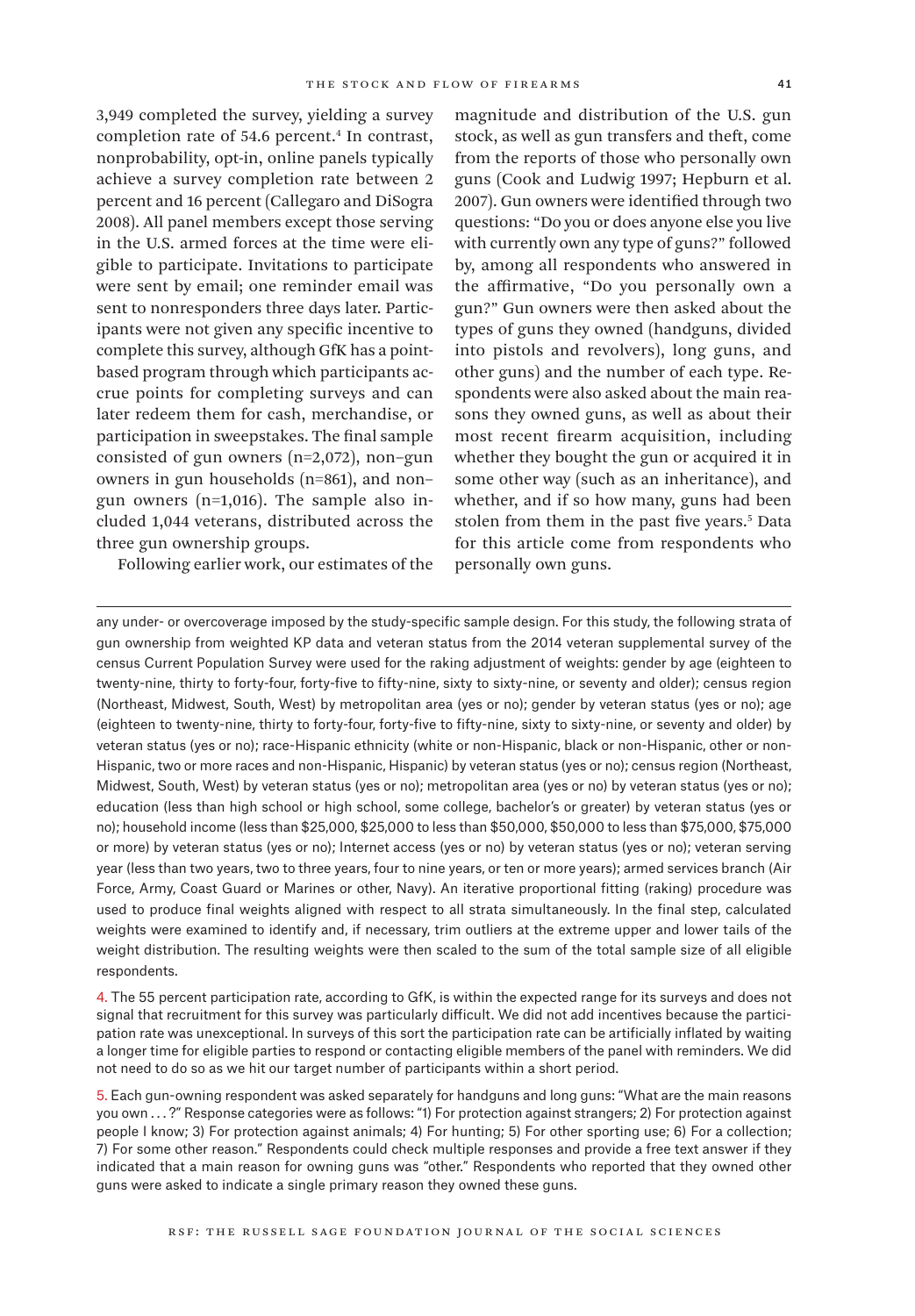3,949 completed the survey, yielding a survey completion rate of 54.6 percent.[4] In contrast, nonprobability, opt-in, online panels typically achieve a survey completion rate between 2 percent and 16 percent (Callegaro and DiSogra 2008). All panel members except those serving in the U.S. armed forces at the time were eligible to participate. Invitations to participate were sent by email; one reminder email was sent to nonresponders three days later. Participants were not given any specific incentive to complete this survey, although GfK has a point-based program through which participants accrue points for completing surveys and can later redeem them for cash, merchandise, or participation in sweepstakes. The final sample consisted of gun owners (n=2,072), non–gun owners in gun households (n=861), and non–gun owners (n=1,016). The sample also included 1,044 veterans, distributed across the three gun ownership groups.

Following earlier work, our estimates of the magnitude and distribution of the U.S. gun stock, as well as gun transfers and theft, come from the reports of those who personally own guns (Cook and Ludwig 1997; Hepburn et al. 2007). Gun owners were identified through two questions: "Do you or does anyone else you live with currently own any type of guns?" followed by, among all respondents who answered in the affirmative, "Do you personally own a gun?" Gun owners were then asked about the types of guns they owned (handguns, divided into pistols and revolvers), long guns, and other guns) and the number of each type. Respondents were also asked about the main reasons they owned guns, as well as about their most recent firearm acquisition, including whether they bought the gun or acquired it in some other way (such as an inheritance), and whether, and if so how many, guns had been stolen from them in the past five years.[5] Data for this article come from respondents who personally own guns.

---

any under- or overcoverage imposed by the study-specific sample design. For this study, the following strata of gun ownership from weighted KP data and veteran status from the 2014 veteran supplemental survey of the census Current Population Survey were used for the raking adjustment of weights: gender by age (eighteen to twenty-nine, thirty to forty-four, forty-five to fifty-nine, sixty to sixty-nine, or seventy and older); census region (Northeast, Midwest, South, West) by metropolitan area (yes or no); gender by veteran status (yes or no); age (eighteen to twenty-nine, thirty to forty-four, forty-five to fifty-nine, sixty to sixty-nine, or seventy and older) by veteran status (yes or no); race-Hispanic ethnicity (white or non-Hispanic, black or non-Hispanic, other or non-Hispanic, two or more races and non-Hispanic, Hispanic) by veteran status (yes or no); census region (Northeast, Midwest, South, West) by veteran status (yes or no); metropolitan area (yes or no) by veteran status (yes or no); education (less than high school or high school, some college, bachelor's or greater) by veteran status (yes or no); household income (less than $25,000, $25,000 to less than $50,000, $50,000 to less than $75,000, $75,000 or more) by veteran status (yes or no); Internet access (yes or no) by veteran status (yes or no); veteran serving year (less than two years, two to three years, four to nine years, or ten or more years); armed services branch (Air Force, Army, Coast Guard or Marines or other, Navy). An iterative proportional fitting (raking) procedure was used to produce final weights aligned with respect to all strata simultaneously. In the final step, calculated weights were examined to identify and, if necessary, trim outliers at the extreme upper and lower tails of the weight distribution. The resulting weights were then scaled to the sum of the total sample size of all eligible respondents.

4. The 55 percent participation rate, according to GfK, is within the expected range for its surveys and does not signal that recruitment for this survey was particularly difficult. We did not add incentives because the participation rate was unexceptional. In surveys of this sort the participation rate can be artificially inflated by waiting a longer time for eligible parties to respond or contacting eligible members of the panel with reminders. We did not need to do so as we hit our target number of participants within a short period.

5. Each gun-owning respondent was asked separately for handguns and long guns: "What are the main reasons you own . . . ?" Response categories were as follows: "1) For protection against strangers; 2) For protection against people I know; 3) For protection against animals; 4) For hunting; 5) For other sporting use; 6) For a collection; 7) For some other reason." Respondents could check multiple responses and provide a free text answer if they indicated that a main reason for owning guns was "other." Respondents who reported that they owned other guns were asked to indicate a single primary reason they owned these guns.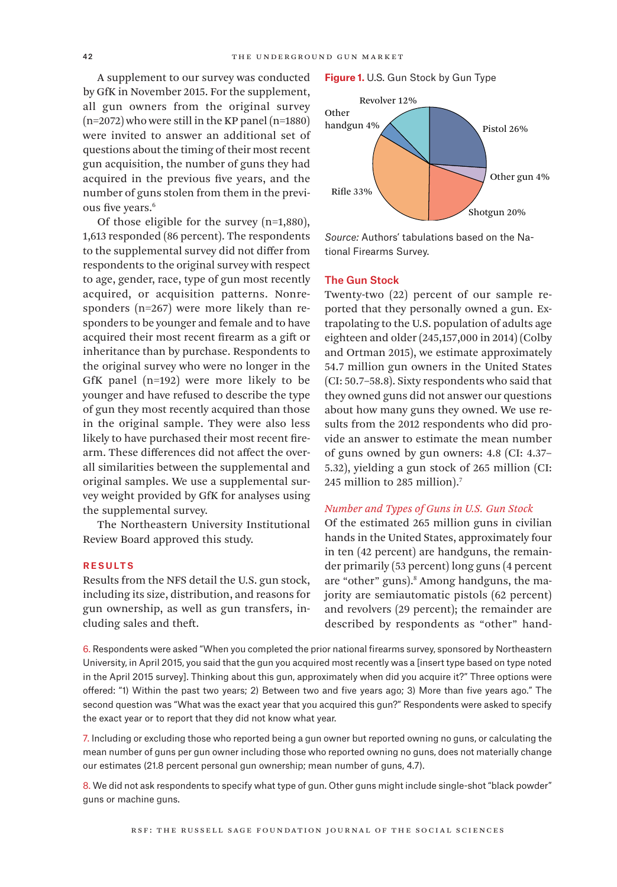A supplement to our survey was conducted by GfK in November 2015. For the supplement, all gun owners from the original survey (n=2072) who were still in the KP panel (n=1880) were invited to answer an additional set of questions about the timing of their most recent gun acquisition, the number of guns they had acquired in the previous five years, and the number of guns stolen from them in the previous five years.[6]

Of those eligible for the survey (n=1,880), 1,613 responded (86 percent). The respondents to the supplemental survey did not differ from respondents to the original survey with respect to age, gender, race, type of gun most recently acquired, or acquisition patterns. Nonresponders (n=267) were more likely than responders to be younger and female and to have acquired their most recent firearm as a gift or inheritance than by purchase. Respondents to the original survey who were no longer in the GfK panel (n=192) were more likely to be younger and have refused to describe the type of gun they most recently acquired than those in the original sample. They were also less likely to have purchased their most recent firearm. These differences did not affect the overall similarities between the supplemental and original samples. We use a supplemental survey weight provided by GfK for analyses using the supplemental survey.

The Northeastern University Institutional Review Board approved this study.

## RESULTS

Results from the NFS detail the U.S. gun stock, including its size, distribution, and reasons for gun ownership, as well as gun transfers, including sales and theft.

**Figure 1.** U.S. Gun Stock by Gun Type

| Gun type | Percent |
|---|---|
| Pistol | 26% |
| Other gun | 4% |
| Shotgun | 20% |
| Rifle | 33% |
| Other handgun | 4% |
| Revolver | 12% |

*Source:* Authors' tabulations based on the National Firearms Survey.

### The Gun Stock

Twenty-two (22) percent of our sample reported that they personally owned a gun. Extrapolating to the U.S. population of adults age eighteen and older (245,157,000 in 2014) (Colby and Ortman 2015), we estimate approximately 54.7 million gun owners in the United States (CI: 50.7–58.8). Sixty respondents who said that they owned guns did not answer our questions about how many guns they owned. We use results from the 2012 respondents who did provide an answer to estimate the mean number of guns owned by gun owners: 4.8 (CI: 4.37–5.32), yielding a gun stock of 265 million (CI: 245 million to 285 million).[7]

#### *Number and Types of Guns in U.S. Gun Stock*

Of the estimated 265 million guns in civilian hands in the United States, approximately four in ten (42 percent) are handguns, the remainder primarily long guns (53 percent) (4 percent are "other" guns).[8] Among handguns, the majority are semiautomatic pistols (62 percent) and revolvers (29 percent); the remainder are described by respondents as "other" hand-

6. Respondents were asked "When you completed the prior national firearms survey, sponsored by Northeastern University, in April 2015, you said that the gun you acquired most recently was a [insert type based on type noted in the April 2015 survey]. Thinking about this gun, approximately when did you acquire it?" Three options were offered: "1) Within the past two years; 2) Between two and five years ago; 3) More than five years ago." The second question was "What was the exact year that you acquired this gun?" Respondents were asked to specify the exact year or to report that they did not know what year.

7. Including or excluding those who reported being a gun owner but reported owning no guns, or calculating the mean number of guns per gun owner including those who reported owning no guns, does not materially change our estimates (21.8 percent personal gun ownership; mean number of guns, 4.7).

8. We did not ask respondents to specify what type of gun. Other guns might include single-shot "black powder" guns or machine guns.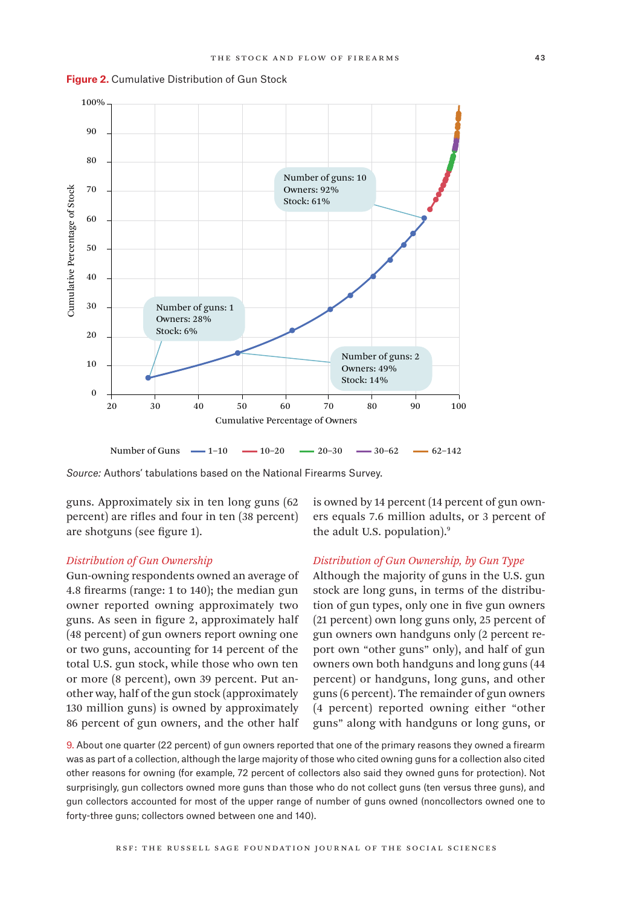**Figure 2.** Cumulative Distribution of Gun Stock

*Source:* Authors' tabulations based on the National Firearms Survey.

guns. Approximately six in ten long guns (62 percent) are rifles and four in ten (38 percent) are shotguns (see figure 1).

### *Distribution of Gun Ownership*

Gun-owning respondents owned an average of 4.8 firearms (range: 1 to 140); the median gun owner reported owning approximately two guns. As seen in figure 2, approximately half (48 percent) of gun owners report owning one or two guns, accounting for 14 percent of the total U.S. gun stock, while those who own ten or more (8 percent), own 39 percent. Put another way, half of the gun stock (approximately 130 million guns) is owned by approximately 86 percent of gun owners, and the other half is owned by 14 percent (14 percent of gun owners equals 7.6 million adults, or 3 percent of the adult U.S. population).[9]

### *Distribution of Gun Ownership, by Gun Type*

Although the majority of guns in the U.S. gun stock are long guns, in terms of the distribution of gun types, only one in five gun owners (21 percent) own long guns only, 25 percent of gun owners own handguns only (2 percent report own "other guns" only), and half of gun owners own both handguns and long guns (44 percent) or handguns, long guns, and other guns (6 percent). The remainder of gun owners (4 percent) reported owning either "other guns" along with handguns or long guns, or

9. About one quarter (22 percent) of gun owners reported that one of the primary reasons they owned a firearm was as part of a collection, although the large majority of those who cited owning guns for a collection also cited other reasons for owning (for example, 72 percent of collectors also said they owned guns for protection). Not surprisingly, gun collectors owned more guns than those who do not collect guns (ten versus three guns), and gun collectors accounted for most of the upper range of number of guns owned (noncollectors owned one to forty-three guns; collectors owned between one and 140).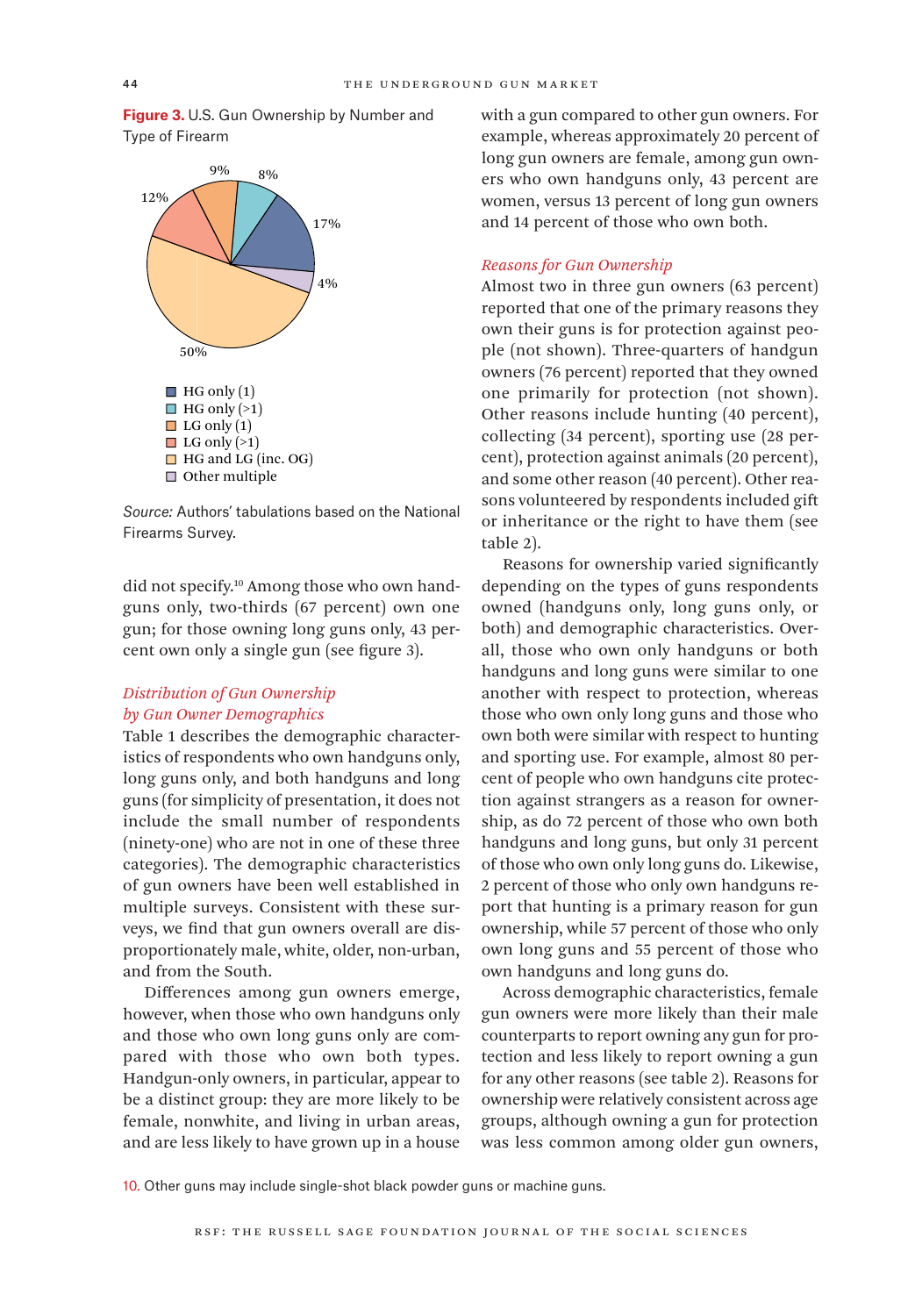**Figure 3.** U.S. Gun Ownership by Number and Type of Firearm

- HG only (1): 17%
- HG only (>1): 8%
- LG only (1): 9%
- LG only (>1): 12%
- HG and LG (inc. OG): 50%
- Other multiple: 4%

*Source:* Authors' tabulations based on the National Firearms Survey.

did not specify.[10] Among those who own handguns only, two-thirds (67 percent) own one gun; for those owning long guns only, 43 percent own only a single gun (see figure 3).

### *Distribution of Gun Ownership by Gun Owner Demographics*

Table 1 describes the demographic characteristics of respondents who own handguns only, long guns only, and both handguns and long guns (for simplicity of presentation, it does not include the small number of respondents (ninety-one) who are not in one of these three categories). The demographic characteristics of gun owners have been well established in multiple surveys. Consistent with these surveys, we find that gun owners overall are disproportionately male, white, older, non-urban, and from the South.

Differences among gun owners emerge, however, when those who own handguns only and those who own long guns only are compared with those who own both types. Handgun-only owners, in particular, appear to be a distinct group: they are more likely to be female, nonwhite, and living in urban areas, and are less likely to have grown up in a house with a gun compared to other gun owners. For example, whereas approximately 20 percent of long gun owners are female, among gun owners who own handguns only, 43 percent are women, versus 13 percent of long gun owners and 14 percent of those who own both.

### *Reasons for Gun Ownership*

Almost two in three gun owners (63 percent) reported that one of the primary reasons they own their guns is for protection against people (not shown). Three-quarters of handgun owners (76 percent) reported that they owned one primarily for protection (not shown). Other reasons include hunting (40 percent), collecting (34 percent), sporting use (28 percent), protection against animals (20 percent), and some other reason (40 percent). Other reasons volunteered by respondents included gift or inheritance or the right to have them (see table 2).

Reasons for ownership varied significantly depending on the types of guns respondents owned (handguns only, long guns only, or both) and demographic characteristics. Overall, those who own only handguns or both handguns and long guns were similar to one another with respect to protection, whereas those who own only long guns and those who own both were similar with respect to hunting and sporting use. For example, almost 80 percent of people who own handguns cite protection against strangers as a reason for ownership, as do 72 percent of those who own both handguns and long guns, but only 31 percent of those who own only long guns do. Likewise, 2 percent of those who only own handguns report that hunting is a primary reason for gun ownership, while 57 percent of those who only own long guns and 55 percent of those who own handguns and long guns do.

Across demographic characteristics, female gun owners were more likely than their male counterparts to report owning any gun for protection and less likely to report owning a gun for any other reasons (see table 2). Reasons for ownership were relatively consistent across age groups, although owning a gun for protection was less common among older gun owners,

10. Other guns may include single-shot black powder guns or machine guns.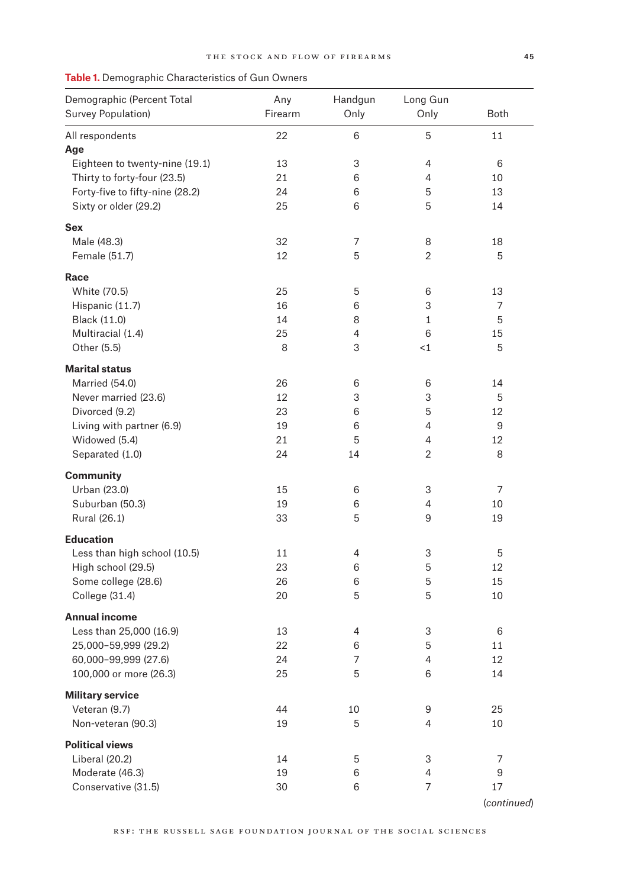**Table 1.** Demographic Characteristics of Gun Owners

| Demographic (Percent Total Survey Population) | Any Firearm | Handgun Only | Long Gun Only | Both |
|---|---|---|---|---|
| All respondents | 22 | 6 | 5 | 11 |
| **Age** | | | | |
| Eighteen to twenty-nine (19.1) | 13 | 3 | 4 | 6 |
| Thirty to forty-four (23.5) | 21 | 6 | 4 | 10 |
| Forty-five to fifty-nine (28.2) | 24 | 6 | 5 | 13 |
| Sixty or older (29.2) | 25 | 6 | 5 | 14 |
| **Sex** | | | | |
| Male (48.3) | 32 | 7 | 8 | 18 |
| Female (51.7) | 12 | 5 | 2 | 5 |
| **Race** | | | | |
| White (70.5) | 25 | 5 | 6 | 13 |
| Hispanic (11.7) | 16 | 6 | 3 | 7 |
| Black (11.0) | 14 | 8 | 1 | 5 |
| Multiracial (1.4) | 25 | 4 | 6 | 15 |
| Other (5.5) | 8 | 3 | <1 | 5 |
| **Marital status** | | | | |
| Married (54.0) | 26 | 6 | 6 | 14 |
| Never married (23.6) | 12 | 3 | 3 | 5 |
| Divorced (9.2) | 23 | 6 | 5 | 12 |
| Living with partner (6.9) | 19 | 6 | 4 | 9 |
| Widowed (5.4) | 21 | 5 | 4 | 12 |
| Separated (1.0) | 24 | 14 | 2 | 8 |
| **Community** | | | | |
| Urban (23.0) | 15 | 6 | 3 | 7 |
| Suburban (50.3) | 19 | 6 | 4 | 10 |
| Rural (26.1) | 33 | 5 | 9 | 19 |
| **Education** | | | | |
| Less than high school (10.5) | 11 | 4 | 3 | 5 |
| High school (29.5) | 23 | 6 | 5 | 12 |
| Some college (28.6) | 26 | 6 | 5 | 15 |
| College (31.4) | 20 | 5 | 5 | 10 |
| **Annual income** | | | | |
| Less than 25,000 (16.9) | 13 | 4 | 3 | 6 |
| 25,000–59,999 (29.2) | 22 | 6 | 5 | 11 |
| 60,000–99,999 (27.6) | 24 | 7 | 4 | 12 |
| 100,000 or more (26.3) | 25 | 5 | 6 | 14 |
| **Military service** | | | | |
| Veteran (9.7) | 44 | 10 | 9 | 25 |
| Non-veteran (90.3) | 19 | 5 | 4 | 10 |
| **Political views** | | | | |
| Liberal (20.2) | 14 | 5 | 3 | 7 |
| Moderate (46.3) | 19 | 6 | 4 | 9 |
| Conservative (31.5) | 30 | 6 | 7 | 17 |

*(continued)*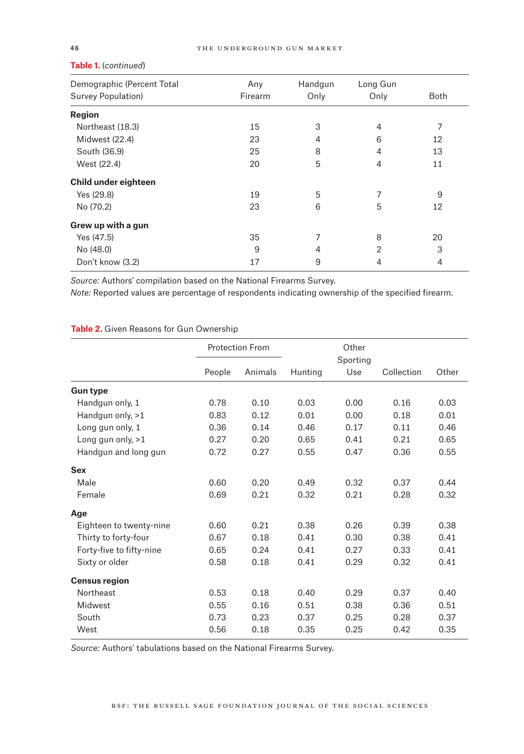**Table 1.** (*continued*)

| Demographic (Percent Total Survey Population) | Any Firearm | Handgun Only | Long Gun Only | Both |
|---|---|---|---|---|
| **Region** | | | | |
| Northeast (18.3) | 15 | 3 | 4 | 7 |
| Midwest (22.4) | 23 | 4 | 6 | 12 |
| South (36.9) | 25 | 8 | 4 | 13 |
| West (22.4) | 20 | 5 | 4 | 11 |
| **Child under eighteen** | | | | |
| Yes (29.8) | 19 | 5 | 7 | 9 |
| No (70.2) | 23 | 6 | 5 | 12 |
| **Grew up with a gun** | | | | |
| Yes (47.5) | 35 | 7 | 8 | 20 |
| No (48.0) | 9 | 4 | 2 | 3 |
| Don't know (3.2) | 17 | 9 | 4 | 4 |

*Source:* Authors' compilation based on the National Firearms Survey.
*Note:* Reported values are percentage of respondents indicating ownership of the specified firearm.

**Table 2.** Given Reasons for Gun Ownership

| | Protection From | | | | | |
|---|---|---|---|---|---|---|
| | People | Animals | Hunting | Other Sporting Use | Collection | Other |
| **Gun type** | | | | | | |
| Handgun only, 1 | 0.78 | 0.10 | 0.03 | 0.00 | 0.16 | 0.03 |
| Handgun only, >1 | 0.83 | 0.12 | 0.01 | 0.00 | 0.18 | 0.01 |
| Long gun only, 1 | 0.36 | 0.14 | 0.46 | 0.17 | 0.11 | 0.46 |
| Long gun only, >1 | 0.27 | 0.20 | 0.65 | 0.41 | 0.21 | 0.65 |
| Handgun and long gun | 0.72 | 0.27 | 0.55 | 0.47 | 0.36 | 0.55 |
| **Sex** | | | | | | |
| Male | 0.60 | 0.20 | 0.49 | 0.32 | 0.37 | 0.44 |
| Female | 0.69 | 0.21 | 0.32 | 0.21 | 0.28 | 0.32 |
| **Age** | | | | | | |
| Eighteen to twenty-nine | 0.60 | 0.21 | 0.38 | 0.26 | 0.39 | 0.38 |
| Thirty to forty-four | 0.67 | 0.18 | 0.41 | 0.30 | 0.38 | 0.41 |
| Forty-five to fifty-nine | 0.65 | 0.24 | 0.41 | 0.27 | 0.33 | 0.41 |
| Sixty or older | 0.58 | 0.18 | 0.41 | 0.29 | 0.32 | 0.41 |
| **Census region** | | | | | | |
| Northeast | 0.53 | 0.18 | 0.40 | 0.29 | 0.37 | 0.40 |
| Midwest | 0.55 | 0.16 | 0.51 | 0.38 | 0.36 | 0.51 |
| South | 0.73 | 0.23 | 0.37 | 0.25 | 0.28 | 0.37 |
| West | 0.56 | 0.18 | 0.35 | 0.25 | 0.42 | 0.35 |

*Source:* Authors' tabulations based on the National Firearms Survey.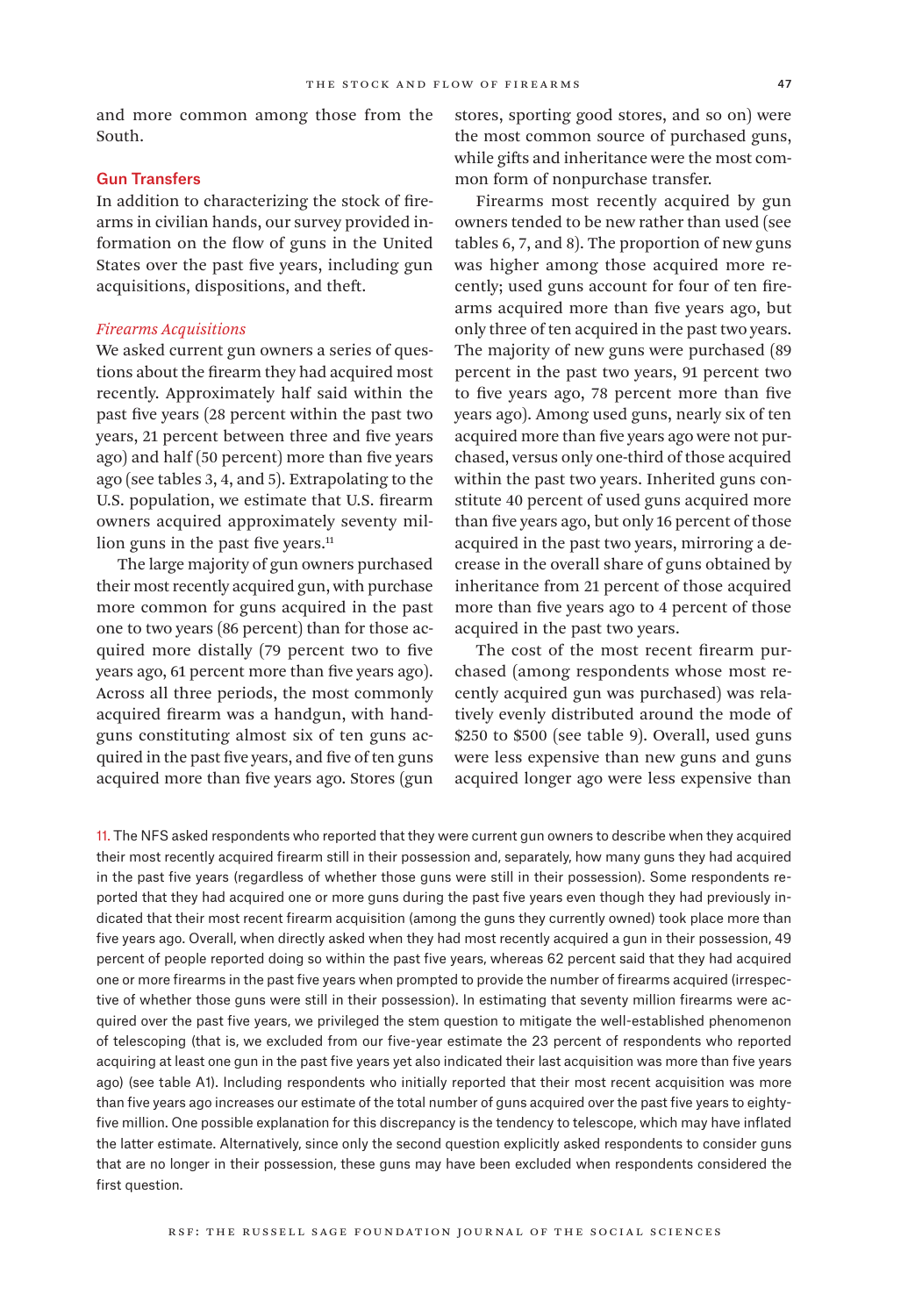and more common among those from the South.

## Gun Transfers

In addition to characterizing the stock of firearms in civilian hands, our survey provided information on the flow of guns in the United States over the past five years, including gun acquisitions, dispositions, and theft.

### *Firearms Acquisitions*

We asked current gun owners a series of questions about the firearm they had acquired most recently. Approximately half said within the past five years (28 percent within the past two years, 21 percent between three and five years ago) and half (50 percent) more than five years ago (see tables 3, 4, and 5). Extrapolating to the U.S. population, we estimate that U.S. firearm owners acquired approximately seventy million guns in the past five years.[11]

The large majority of gun owners purchased their most recently acquired gun, with purchase more common for guns acquired in the past one to two years (86 percent) than for those acquired more distally (79 percent two to five years ago, 61 percent more than five years ago). Across all three periods, the most commonly acquired firearm was a handgun, with handguns constituting almost six of ten guns acquired in the past five years, and five of ten guns acquired more than five years ago. Stores (gun stores, sporting good stores, and so on) were the most common source of purchased guns, while gifts and inheritance were the most common form of nonpurchase transfer.

Firearms most recently acquired by gun owners tended to be new rather than used (see tables 6, 7, and 8). The proportion of new guns was higher among those acquired more recently; used guns account for four of ten firearms acquired more than five years ago, but only three of ten acquired in the past two years. The majority of new guns were purchased (89 percent in the past two years, 91 percent two to five years ago, 78 percent more than five years ago). Among used guns, nearly six of ten acquired more than five years ago were not purchased, versus only one-third of those acquired within the past two years. Inherited guns constitute 40 percent of used guns acquired more than five years ago, but only 16 percent of those acquired in the past two years, mirroring a decrease in the overall share of guns obtained by inheritance from 21 percent of those acquired more than five years ago to 4 percent of those acquired in the past two years.

The cost of the most recent firearm purchased (among respondents whose most recently acquired gun was purchased) was relatively evenly distributed around the mode of $250 to $500 (see table 9). Overall, used guns were less expensive than new guns and guns acquired longer ago were less expensive than

11. The NFS asked respondents who reported that they were current gun owners to describe when they acquired their most recently acquired firearm still in their possession and, separately, how many guns they had acquired in the past five years (regardless of whether those guns were still in their possession). Some respondents reported that they had acquired one or more guns during the past five years even though they had previously indicated that their most recent firearm acquisition (among the guns they currently owned) took place more than five years ago. Overall, when directly asked when they had most recently acquired a gun in their possession, 49 percent of people reported doing so within the past five years, whereas 62 percent said that they had acquired one or more firearms in the past five years when prompted to provide the number of firearms acquired (irrespective of whether those guns were still in their possession). In estimating that seventy million firearms were acquired over the past five years, we privileged the stem question to mitigate the well-established phenomenon of telescoping (that is, we excluded from our five-year estimate the 23 percent of respondents who reported acquiring at least one gun in the past five years yet also indicated that their last acquisition was more than five years ago) (see table A1). Including respondents who initially reported that their most recent acquisition was more than five years ago increases our estimate of the total number of guns acquired over the past five years to eighty-five million. One possible explanation for this discrepancy is the tendency to telescope, which may have inflated the latter estimate. Alternatively, since only the second question explicitly asked respondents to consider guns that are no longer in their possession, these guns may have been excluded when respondents considered the first question.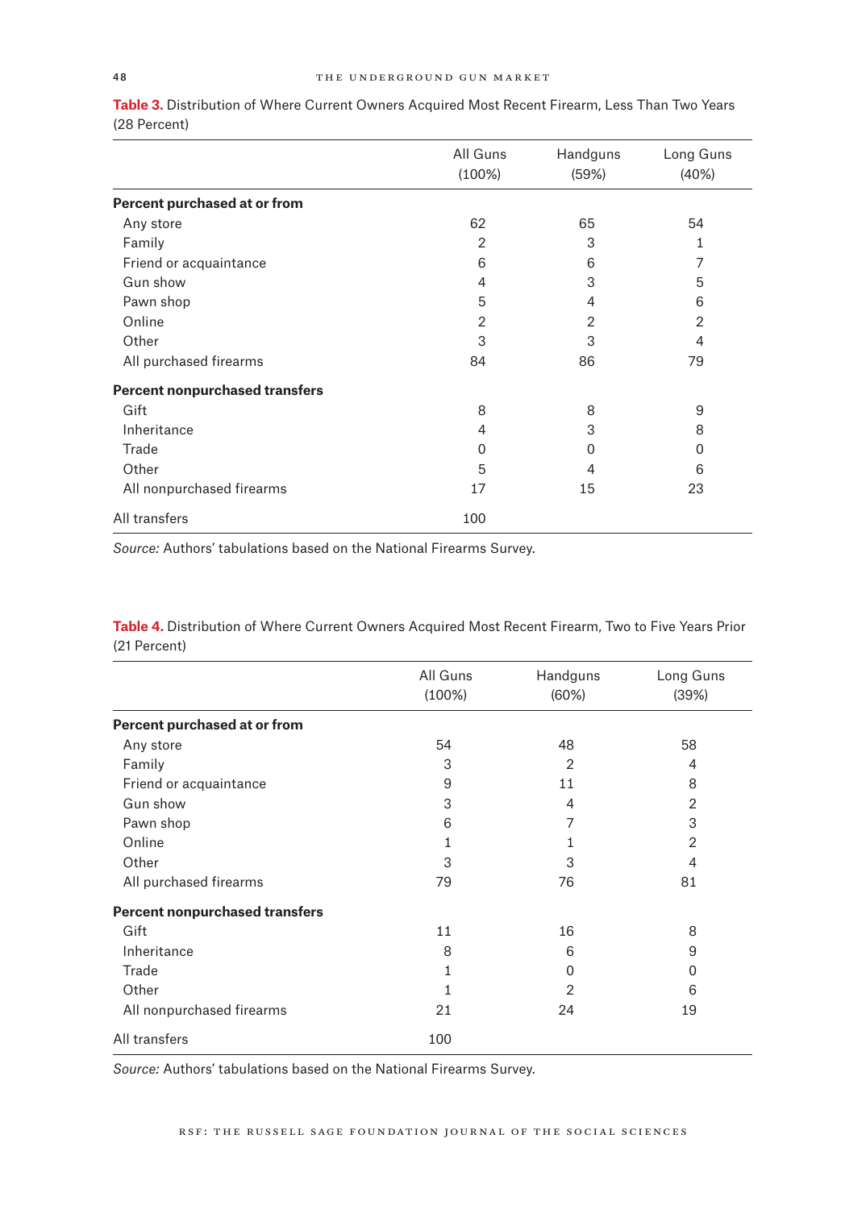**Table 3.** Distribution of Where Current Owners Acquired Most Recent Firearm, Less Than Two Years (28 Percent)

| | All Guns (100%) | Handguns (59%) | Long Guns (40%) |
|---|---|---|---|
| **Percent purchased at or from** | | | |
| Any store | 62 | 65 | 54 |
| Family | 2 | 3 | 1 |
| Friend or acquaintance | 6 | 6 | 7 |
| Gun show | 4 | 3 | 5 |
| Pawn shop | 5 | 4 | 6 |
| Online | 2 | 2 | 2 |
| Other | 3 | 3 | 4 |
| All purchased firearms | 84 | 86 | 79 |
| **Percent nonpurchased transfers** | | | |
| Gift | 8 | 8 | 9 |
| Inheritance | 4 | 3 | 8 |
| Trade | 0 | 0 | 0 |
| Other | 5 | 4 | 6 |
| All nonpurchased firearms | 17 | 15 | 23 |
| All transfers | 100 | | |

*Source:* Authors' tabulations based on the National Firearms Survey.

**Table 4.** Distribution of Where Current Owners Acquired Most Recent Firearm, Two to Five Years Prior (21 Percent)

| | All Guns (100%) | Handguns (60%) | Long Guns (39%) |
|---|---|---|---|
| **Percent purchased at or from** | | | |
| Any store | 54 | 48 | 58 |
| Family | 3 | 2 | 4 |
| Friend or acquaintance | 9 | 11 | 8 |
| Gun show | 3 | 4 | 2 |
| Pawn shop | 6 | 7 | 3 |
| Online | 1 | 1 | 2 |
| Other | 3 | 3 | 4 |
| All purchased firearms | 79 | 76 | 81 |
| **Percent nonpurchased transfers** | | | |
| Gift | 11 | 16 | 8 |
| Inheritance | 8 | 6 | 9 |
| Trade | 1 | 0 | 0 |
| Other | 1 | 2 | 6 |
| All nonpurchased firearms | 21 | 24 | 19 |
| All transfers | 100 | | |

*Source:* Authors' tabulations based on the National Firearms Survey.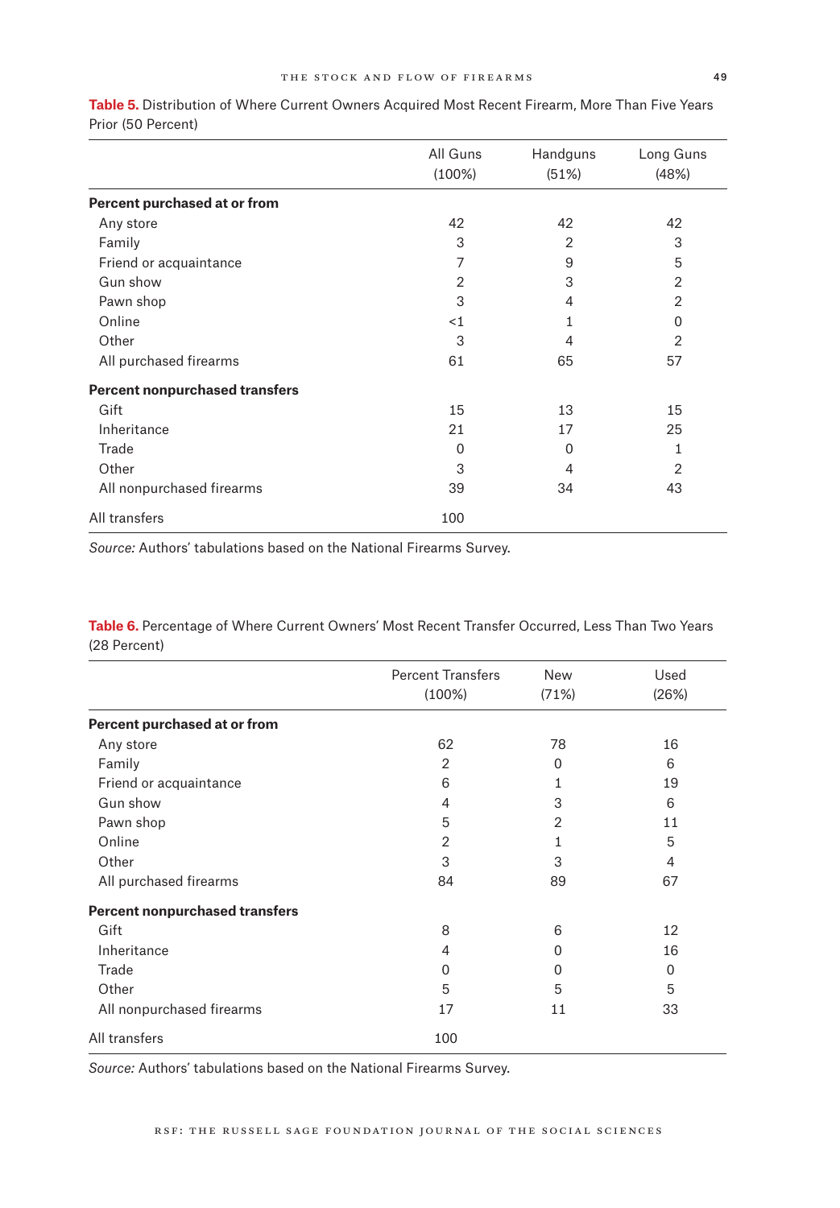**Table 5.** Distribution of Where Current Owners Acquired Most Recent Firearm, More Than Five Years Prior (50 Percent)

| | All Guns (100%) | Handguns (51%) | Long Guns (48%) |
|---|---|---|---|
| **Percent purchased at or from** | | | |
| Any store | 42 | 42 | 42 |
| Family | 3 | 2 | 3 |
| Friend or acquaintance | 7 | 9 | 5 |
| Gun show | 2 | 3 | 2 |
| Pawn shop | 3 | 4 | 2 |
| Online | <1 | 1 | 0 |
| Other | 3 | 4 | 2 |
| All purchased firearms | 61 | 65 | 57 |
| **Percent nonpurchased transfers** | | | |
| Gift | 15 | 13 | 15 |
| Inheritance | 21 | 17 | 25 |
| Trade | 0 | 0 | 1 |
| Other | 3 | 4 | 2 |
| All nonpurchased firearms | 39 | 34 | 43 |
| All transfers | 100 | | |

*Source:* Authors' tabulations based on the National Firearms Survey.

**Table 6.** Percentage of Where Current Owners' Most Recent Transfer Occurred, Less Than Two Years (28 Percent)

| | Percent Transfers (100%) | New (71%) | Used (26%) |
|---|---|---|---|
| **Percent purchased at or from** | | | |
| Any store | 62 | 78 | 16 |
| Family | 2 | 0 | 6 |
| Friend or acquaintance | 6 | 1 | 19 |
| Gun show | 4 | 3 | 6 |
| Pawn shop | 5 | 2 | 11 |
| Online | 2 | 1 | 5 |
| Other | 3 | 3 | 4 |
| All purchased firearms | 84 | 89 | 67 |
| **Percent nonpurchased transfers** | | | |
| Gift | 8 | 6 | 12 |
| Inheritance | 4 | 0 | 16 |
| Trade | 0 | 0 | 0 |
| Other | 5 | 5 | 5 |
| All nonpurchased firearms | 17 | 11 | 33 |
| All transfers | 100 | | |

*Source:* Authors' tabulations based on the National Firearms Survey.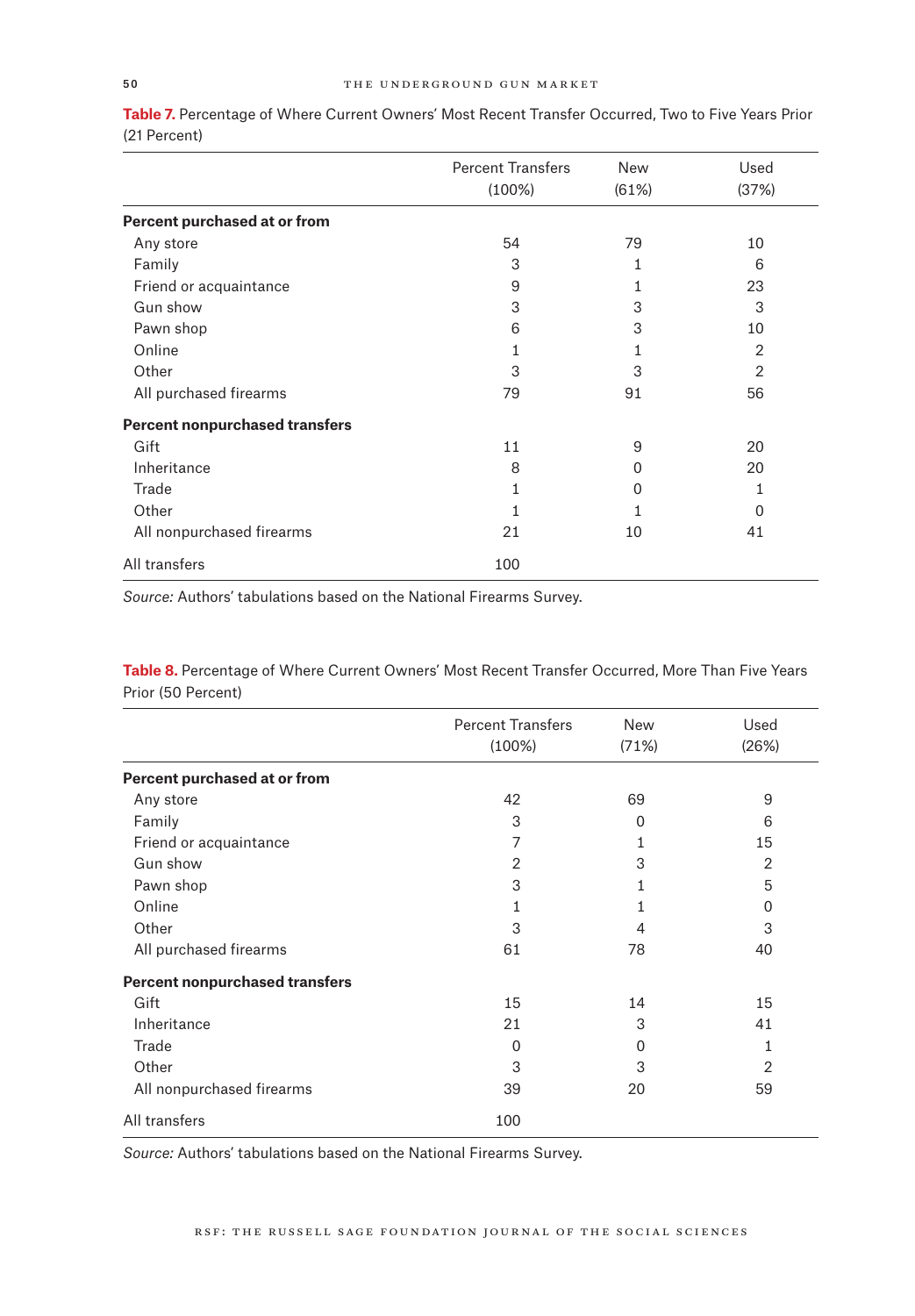**Table 7.** Percentage of Where Current Owners' Most Recent Transfer Occurred, Two to Five Years Prior (21 Percent)

| | Percent Transfers (100%) | New (61%) | Used (37%) |
|---|---|---|---|
| **Percent purchased at or from** | | | |
| Any store | 54 | 79 | 10 |
| Family | 3 | 1 | 6 |
| Friend or acquaintance | 9 | 1 | 23 |
| Gun show | 3 | 3 | 3 |
| Pawn shop | 6 | 3 | 10 |
| Online | 1 | 1 | 2 |
| Other | 3 | 3 | 2 |
| All purchased firearms | 79 | 91 | 56 |
| **Percent nonpurchased transfers** | | | |
| Gift | 11 | 9 | 20 |
| Inheritance | 8 | 0 | 20 |
| Trade | 1 | 0 | 1 |
| Other | 1 | 1 | 0 |
| All nonpurchased firearms | 21 | 10 | 41 |
| All transfers | 100 | | |

*Source:* Authors' tabulations based on the National Firearms Survey.

**Table 8.** Percentage of Where Current Owners' Most Recent Transfer Occurred, More Than Five Years Prior (50 Percent)

| | Percent Transfers (100%) | New (71%) | Used (26%) |
|---|---|---|---|
| **Percent purchased at or from** | | | |
| Any store | 42 | 69 | 9 |
| Family | 3 | 0 | 6 |
| Friend or acquaintance | 7 | 1 | 15 |
| Gun show | 2 | 3 | 2 |
| Pawn shop | 3 | 1 | 5 |
| Online | 1 | 1 | 0 |
| Other | 3 | 4 | 3 |
| All purchased firearms | 61 | 78 | 40 |
| **Percent nonpurchased transfers** | | | |
| Gift | 15 | 14 | 15 |
| Inheritance | 21 | 3 | 41 |
| Trade | 0 | 0 | 1 |
| Other | 3 | 3 | 2 |
| All nonpurchased firearms | 39 | 20 | 59 |
| All transfers | 100 | | |

*Source:* Authors' tabulations based on the National Firearms Survey.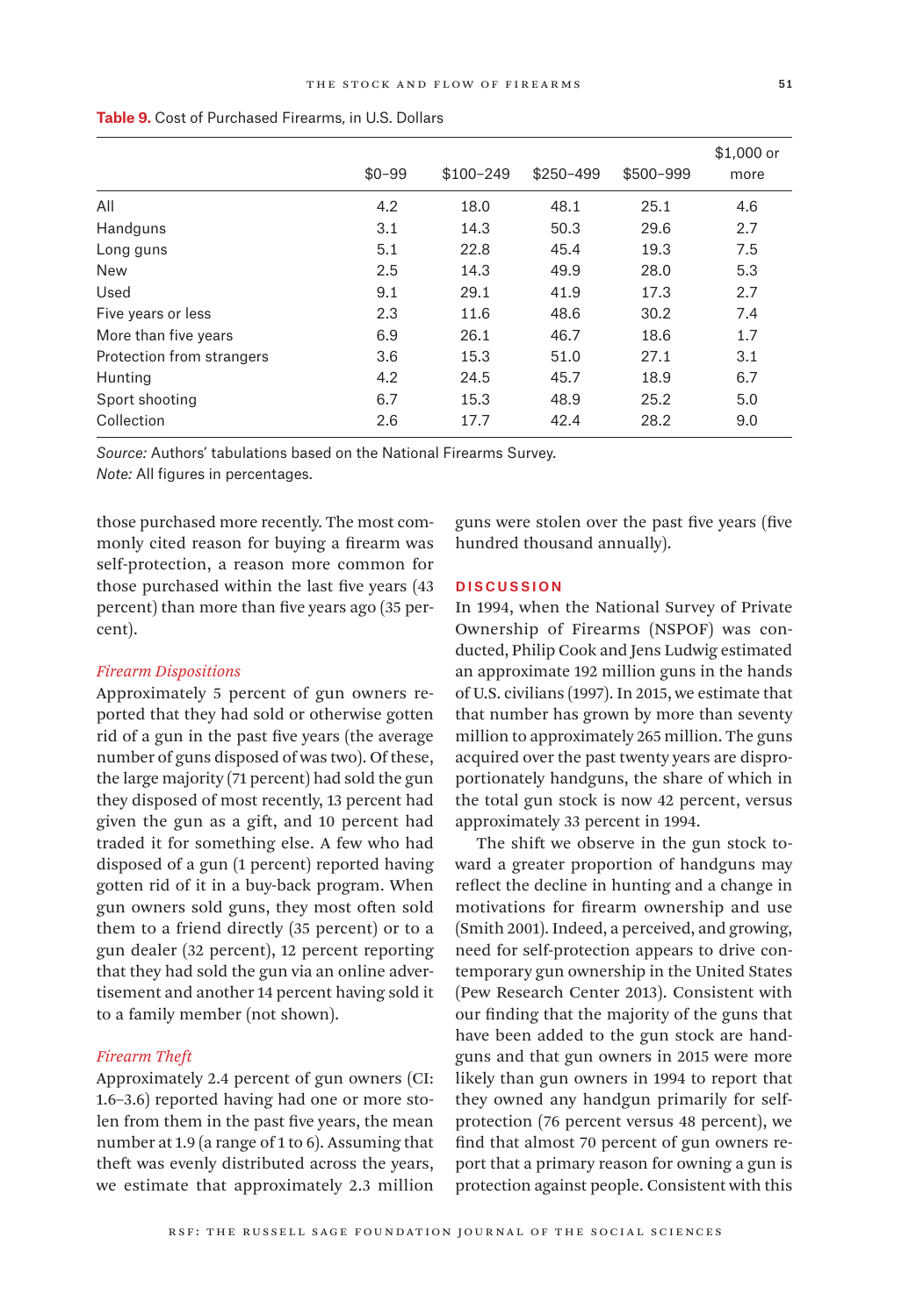**Table 9.** Cost of Purchased Firearms, in U.S. Dollars

| | \$0–99 | \$100–249 | \$250–499 | \$500–999 | \$1,000 or more |
|---|---|---|---|---|---|
| All | 4.2 | 18.0 | 48.1 | 25.1 | 4.6 |
| Handguns | 3.1 | 14.3 | 50.3 | 29.6 | 2.7 |
| Long guns | 5.1 | 22.8 | 45.4 | 19.3 | 7.5 |
| New | 2.5 | 14.3 | 49.9 | 28.0 | 5.3 |
| Used | 9.1 | 29.1 | 41.9 | 17.3 | 2.7 |
| Five years or less | 2.3 | 11.6 | 48.6 | 30.2 | 7.4 |
| More than five years | 6.9 | 26.1 | 46.7 | 18.6 | 1.7 |
| Protection from strangers | 3.6 | 15.3 | 51.0 | 27.1 | 3.1 |
| Hunting | 4.2 | 24.5 | 45.7 | 18.9 | 6.7 |
| Sport shooting | 6.7 | 15.3 | 48.9 | 25.2 | 5.0 |
| Collection | 2.6 | 17.7 | 42.4 | 28.2 | 9.0 |

*Source:* Authors' tabulations based on the National Firearms Survey.
*Note:* All figures in percentages.

those purchased more recently. The most commonly cited reason for buying a firearm was self-protection, a reason more common for those purchased within the last five years (43 percent) than more than five years ago (35 percent).

### *Firearm Dispositions*

Approximately 5 percent of gun owners reported that they had sold or otherwise gotten rid of a gun in the past five years (the average number of guns disposed of was two). Of these, the large majority (71 percent) had sold the gun they disposed of most recently, 13 percent had given the gun as a gift, and 10 percent had traded it for something else. A few who had disposed of a gun (1 percent) reported having gotten rid of it in a buy-back program. When gun owners sold guns, they most often sold them to a friend directly (35 percent) or to a gun dealer (32 percent), 12 percent reporting that they had sold the gun via an online advertisement and another 14 percent having sold it to a family member (not shown).

### *Firearm Theft*

Approximately 2.4 percent of gun owners (CI: 1.6–3.6) reported having had one or more stolen from them in the past five years, the mean number at 1.9 (a range of 1 to 6). Assuming that theft was evenly distributed across the years, we estimate that approximately 2.3 million guns were stolen over the past five years (five hundred thousand annually).

## DISCUSSION

In 1994, when the National Survey of Private Ownership of Firearms (NSPOF) was conducted, Philip Cook and Jens Ludwig estimated an approximate 192 million guns in the hands of U.S. civilians (1997). In 2015, we estimate that that number has grown by more than seventy million to approximately 265 million. The guns acquired over the past twenty years are disproportionately handguns, the share of which in the total gun stock is now 42 percent, versus approximately 33 percent in 1994.

The shift we observe in the gun stock toward a greater proportion of handguns may reflect the decline in hunting and a change in motivations for firearm ownership and use (Smith 2001). Indeed, a perceived, and growing, need for self-protection appears to drive contemporary gun ownership in the United States (Pew Research Center 2013). Consistent with our finding that the majority of the guns that have been added to the gun stock are handguns and that gun owners in 2015 were more likely than gun owners in 1994 to report that they owned any handgun primarily for self-protection (76 percent versus 48 percent), we find that almost 70 percent of gun owners report that a primary reason for owning a gun is protection against people. Consistent with this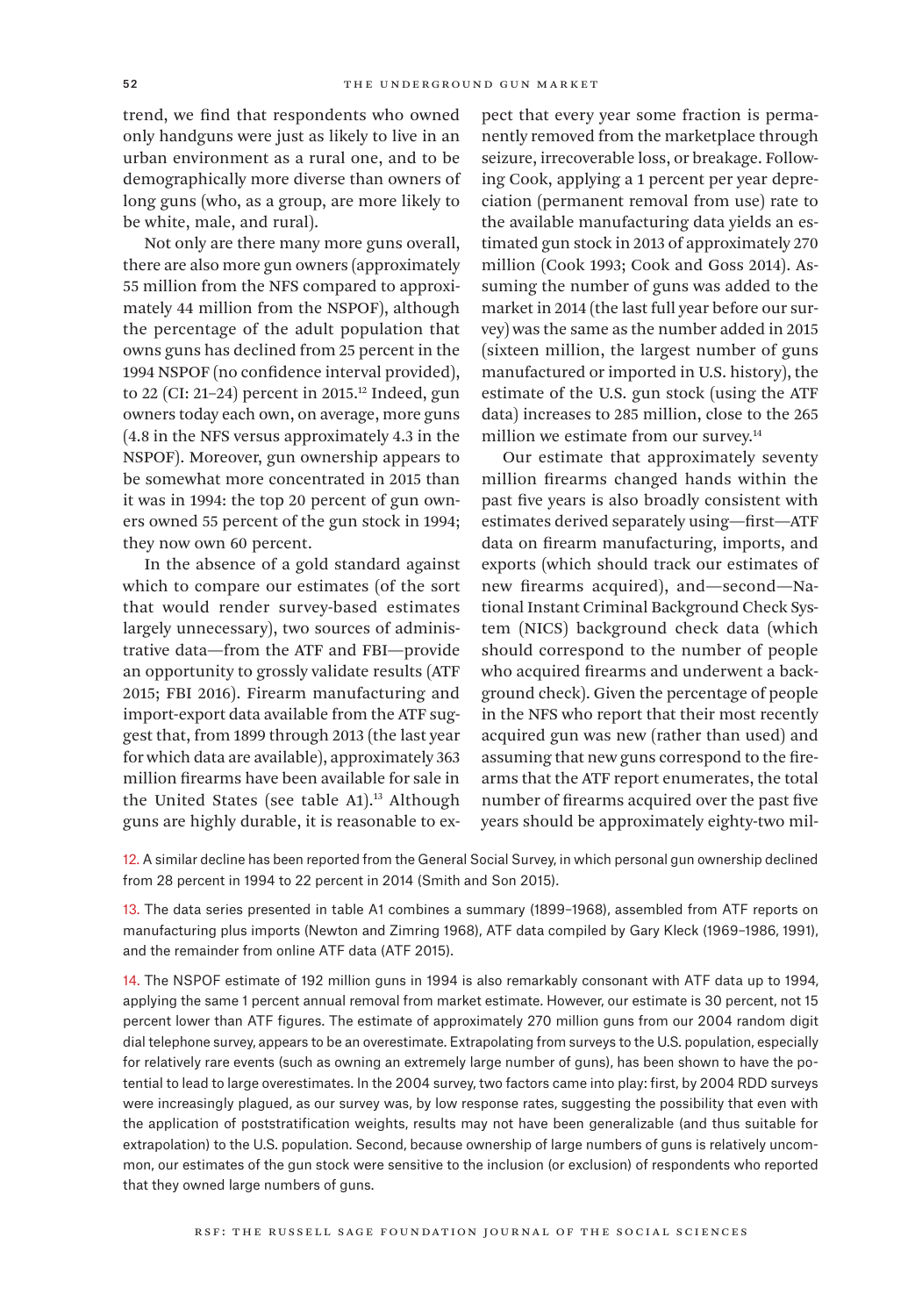trend, we find that respondents who owned only handguns were just as likely to live in an urban environment as a rural one, and to be demographically more diverse than owners of long guns (who, as a group, are more likely to be white, male, and rural).

Not only are there many more guns overall, there are also more gun owners (approximately 55 million from the NFS compared to approximately 44 million from the NSPOF), although the percentage of the adult population that owns guns has declined from 25 percent in the 1994 NSPOF (no confidence interval provided), to 22 (CI: 21–24) percent in 2015.[12] Indeed, gun owners today each own, on average, more guns (4.8 in the NFS versus approximately 4.3 in the NSPOF). Moreover, gun ownership appears to be somewhat more concentrated in 2015 than it was in 1994: the top 20 percent of gun owners owned 55 percent of the gun stock in 1994; they now own 60 percent.

In the absence of a gold standard against which to compare our estimates (of the sort that would render survey-based estimates largely unnecessary), two sources of administrative data—from the ATF and FBI—provide an opportunity to grossly validate results (ATF 2015; FBI 2016). Firearm manufacturing and import-export data available from the ATF suggest that, from 1899 through 2013 (the last year for which data are available), approximately 363 million firearms have been available for sale in the United States (see table A1).[13] Although guns are highly durable, it is reasonable to expect that every year some fraction is permanently removed from the marketplace through seizure, irrecoverable loss, or breakage. Following Cook, applying a 1 percent per year depreciation (permanent removal from use) rate to the available manufacturing data yields an estimated gun stock in 2013 of approximately 270 million (Cook 1993; Cook and Goss 2014). Assuming the number of guns was added to the market in 2014 (the last full year before our survey) was the same as the number added in 2015 (sixteen million, the largest number of guns manufactured or imported in U.S. history), the estimate of the U.S. gun stock (using the ATF data) increases to 285 million, close to the 265 million we estimate from our survey.[14]

Our estimate that approximately seventy million firearms changed hands within the past five years is also broadly consistent with estimates derived separately using—first—ATF data on firearm manufacturing, imports, and exports (which should track our estimates of new firearms acquired), and—second—National Instant Criminal Background Check System (NICS) background check data (which should correspond to the number of people who acquired firearms and underwent a background check). Given the percentage of people in the NFS who report that their most recently acquired gun was new (rather than used) and assuming that new guns correspond to the firearms that the ATF report enumerates, the total number of firearms acquired over the past five years should be approximately eighty-two mil-

12. A similar decline has been reported from the General Social Survey, in which personal gun ownership declined from 28 percent in 1994 to 22 percent in 2014 (Smith and Son 2015).

13. The data series presented in table A1 combines a summary (1899–1968), assembled from ATF reports on manufacturing plus imports (Newton and Zimring 1968), ATF data compiled by Gary Kleck (1969–1986, 1991), and the remainder from online ATF data (ATF 2015).

14. The NSPOF estimate of 192 million guns in 1994 is also remarkably consonant with ATF data up to 1994, applying the same 1 percent annual removal from market estimate. However, our estimate is 30 percent, not 15 percent lower than ATF figures. The estimate of approximately 270 million guns from our 2004 random digit dial telephone survey, appears to be an overestimate. Extrapolating from surveys to the U.S. population, especially for relatively rare events (such as owning an extremely large number of guns), has been shown to have the potential to lead to large overestimates. In the 2004 survey, two factors came into play: first, by 2004 RDD surveys were increasingly plagued, as our survey was, by low response rates, suggesting the possibility that even with the application of poststratification weights, results may not have been generalizable (and thus suitable for extrapolation) to the U.S. population. Second, because ownership of large numbers of guns is relatively uncommon, our estimates of the gun stock were sensitive to the inclusion (or exclusion) of respondents who reported that they owned large numbers of guns.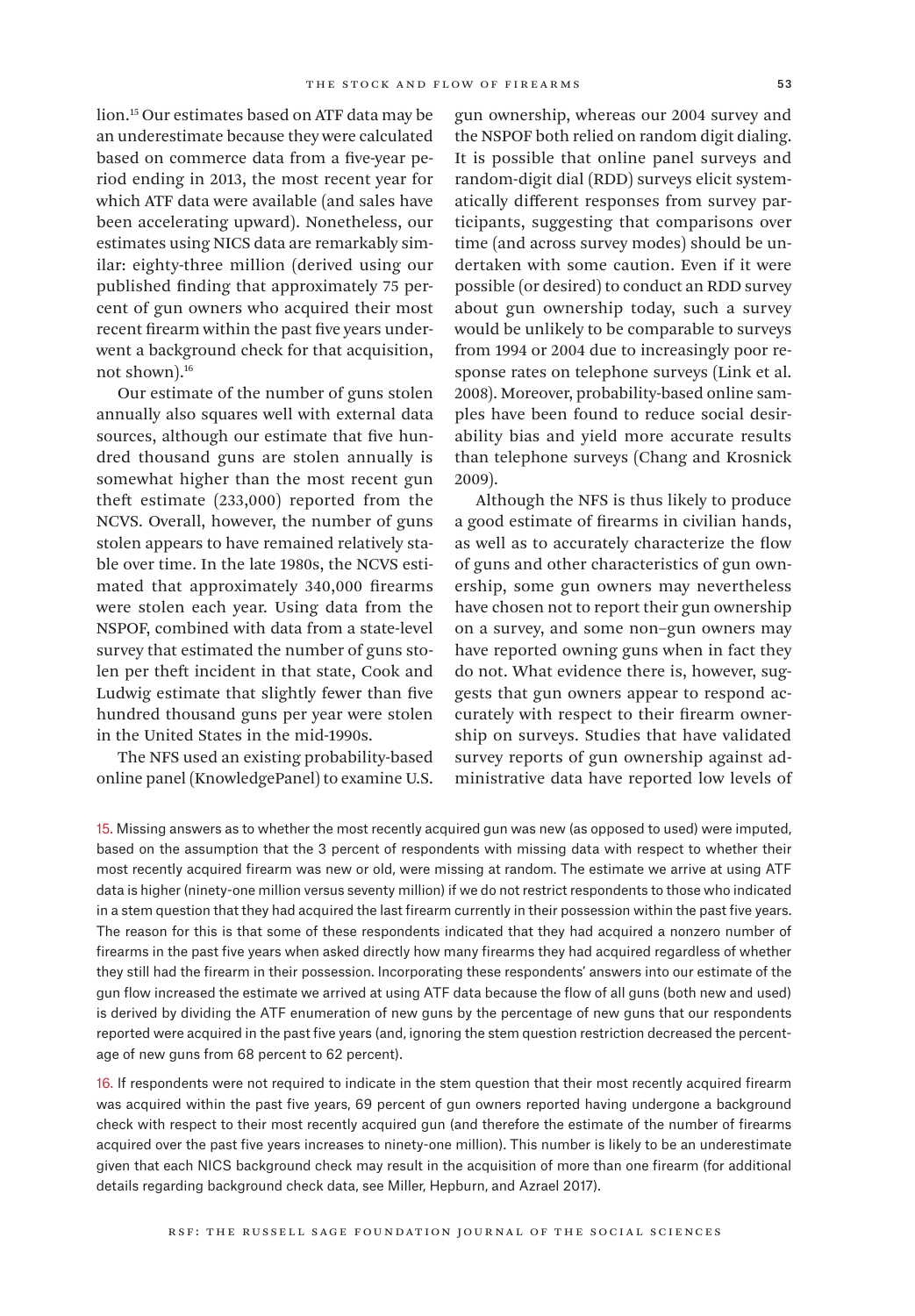lion.[15] Our estimates based on ATF data may be an underestimate because they were calculated based on commerce data from a five-year period ending in 2013, the most recent year for which ATF data were available (and sales have been accelerating upward). Nonetheless, our estimates using NICS data are remarkably similar: eighty-three million (derived using our published finding that approximately 75 percent of gun owners who acquired their most recent firearm within the past five years underwent a background check for that acquisition, not shown).[16]

Our estimate of the number of guns stolen annually also squares well with external data sources, although our estimate that five hundred thousand guns are stolen annually is somewhat higher than the most recent gun theft estimate (233,000) reported from the NCVS. Overall, however, the number of guns stolen appears to have remained relatively stable over time. In the late 1980s, the NCVS estimated that approximately 340,000 firearms were stolen each year. Using data from the NSPOF, combined with data from a state-level survey that estimated the number of guns stolen per theft incident in that state, Cook and Ludwig estimate that slightly fewer than five hundred thousand guns per year were stolen in the United States in the mid-1990s.

The NFS used an existing probability-based online panel (KnowledgePanel) to examine U.S. gun ownership, whereas our 2004 survey and the NSPOF both relied on random digit dialing. It is possible that online panel surveys and random-digit dial (RDD) surveys elicit systematically different responses from survey participants, suggesting that comparisons over time (and across survey modes) should be undertaken with some caution. Even if it were possible (or desired) to conduct an RDD survey about gun ownership today, such a survey would be unlikely to be comparable to surveys from 1994 or 2004 due to increasingly poor response rates on telephone surveys (Link et al. 2008). Moreover, probability-based online samples have been found to reduce social desirability bias and yield more accurate results than telephone surveys (Chang and Krosnick 2009).

Although the NFS is thus likely to produce a good estimate of firearms in civilian hands, as well as to accurately characterize the flow of guns and other characteristics of gun ownership, some gun owners may nevertheless have chosen not to report their gun ownership on a survey, and some non–gun owners may have reported owning guns when in fact they do not. What evidence there is, however, suggests that gun owners appear to respond accurately with respect to their firearm ownership on surveys. Studies that have validated survey reports of gun ownership against administrative data have reported low levels of

15. Missing answers as to whether the most recently acquired gun was new (as opposed to used) were imputed, based on the assumption that the 3 percent of respondents with missing data with respect to whether their most recently acquired firearm was new or old, were missing at random. The estimate we arrive at using ATF data is higher (ninety-one million versus seventy million) if we do not restrict respondents to those who indicated in a stem question that they had acquired the last firearm currently in their possession within the past five years. The reason for this is that some of these respondents indicated that they had acquired a nonzero number of firearms in the past five years when asked directly how many firearms they had acquired regardless of whether they still had the firearm in their possession. Incorporating these respondents' answers into our estimate of the gun flow increased the estimate we arrived at using ATF data because the flow of all guns (both new and used) is derived by dividing the ATF enumeration of new guns by the percentage of new guns that our respondents reported were acquired in the past five years (and, ignoring the stem question restriction decreased the percentage of new guns from 68 percent to 62 percent).

16. If respondents were not required to indicate in the stem question that their most recently acquired firearm was acquired within the past five years, 69 percent of gun owners reported having undergone a background check with respect to their most recently acquired gun (and therefore the estimate of the number of firearms acquired over the past five years increases to ninety-one million). This number is likely to be an underestimate given that each NICS background check may result in the acquisition of more than one firearm (for additional details regarding background check data, see Miller, Hepburn, and Azrael 2017).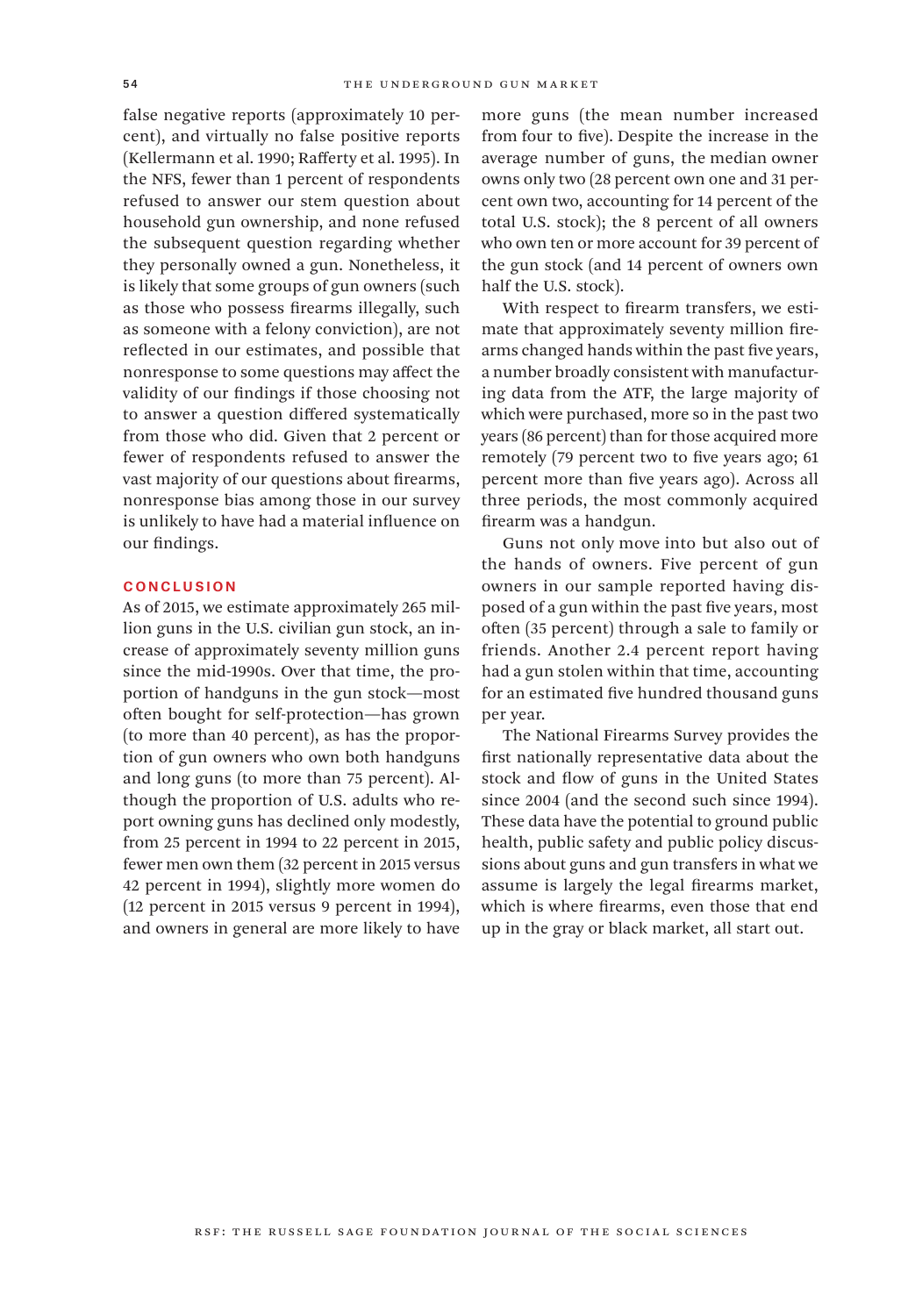false negative reports (approximately 10 percent), and virtually no false positive reports (Kellermann et al. 1990; Rafferty et al. 1995). In the NFS, fewer than 1 percent of respondents refused to answer our stem question about household gun ownership, and none refused the subsequent question regarding whether they personally owned a gun. Nonetheless, it is likely that some groups of gun owners (such as those who possess firearms illegally, such as someone with a felony conviction), are not reflected in our estimates, and possible that nonresponse to some questions may affect the validity of our findings if those choosing not to answer a question differed systematically from those who did. Given that 2 percent or fewer of respondents refused to answer the vast majority of our questions about firearms, nonresponse bias among those in our survey is unlikely to have had a material influence on our findings.

## CONCLUSION

As of 2015, we estimate approximately 265 million guns in the U.S. civilian gun stock, an increase of approximately seventy million guns since the mid-1990s. Over that time, the proportion of handguns in the gun stock—most often bought for self-protection—has grown (to more than 40 percent), as has the proportion of gun owners who own both handguns and long guns (to more than 75 percent). Although the proportion of U.S. adults who report owning guns has declined only modestly, from 25 percent in 1994 to 22 percent in 2015, fewer men own them (32 percent in 2015 versus 42 percent in 1994), slightly more women do (12 percent in 2015 versus 9 percent in 1994), and owners in general are more likely to have more guns (the mean number increased from four to five). Despite the increase in the average number of guns, the median owner owns only two (28 percent own one and 31 percent own two, accounting for 14 percent of the total U.S. stock); the 8 percent of all owners who own ten or more account for 39 percent of the gun stock (and 14 percent of owners own half the U.S. stock).

With respect to firearm transfers, we estimate that approximately seventy million firearms changed hands within the past five years, a number broadly consistent with manufacturing data from the ATF, the large majority of which were purchased, more so in the past two years (86 percent) than for those acquired more remotely (79 percent two to five years ago; 61 percent more than five years ago). Across all three periods, the most commonly acquired firearm was a handgun.

Guns not only move into but also out of the hands of owners. Five percent of gun owners in our sample reported having disposed of a gun within the past five years, most often (35 percent) through a sale to family or friends. Another 2.4 percent report having had a gun stolen within that time, accounting for an estimated five hundred thousand guns per year.

The National Firearms Survey provides the first nationally representative data about the stock and flow of guns in the United States since 2004 (and the second such since 1994). These data have the potential to ground public health, public safety and public policy discussions about guns and gun transfers in what we assume is largely the legal firearms market, which is where firearms, even those that end up in the gray or black market, all start out.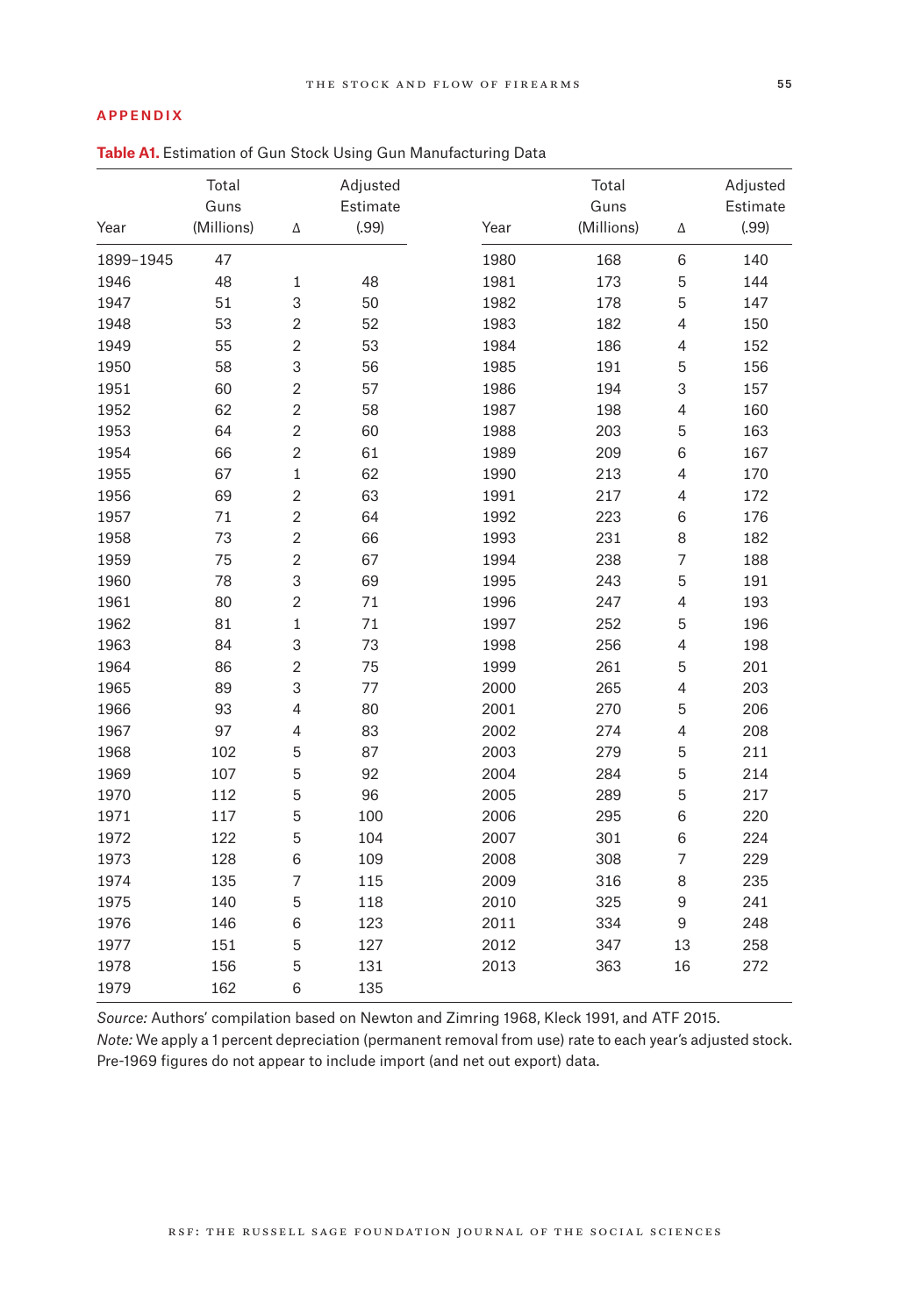## APPENDIX

**Table A1.** Estimation of Gun Stock Using Gun Manufacturing Data

| Year | Total Guns (Millions) | Δ | Adjusted Estimate (.99) | Year | Total Guns (Millions) | Δ | Adjusted Estimate (.99) |
|---|---|---|---|---|---|---|---|
| 1899–1945 | 47 | | | 1980 | 168 | 6 | 140 |
| 1946 | 48 | 1 | 48 | 1981 | 173 | 5 | 144 |
| 1947 | 51 | 3 | 50 | 1982 | 178 | 5 | 147 |
| 1948 | 53 | 2 | 52 | 1983 | 182 | 4 | 150 |
| 1949 | 55 | 2 | 53 | 1984 | 186 | 4 | 152 |
| 1950 | 58 | 3 | 56 | 1985 | 191 | 5 | 156 |
| 1951 | 60 | 2 | 57 | 1986 | 194 | 3 | 157 |
| 1952 | 62 | 2 | 58 | 1987 | 198 | 4 | 160 |
| 1953 | 64 | 2 | 60 | 1988 | 203 | 5 | 163 |
| 1954 | 66 | 2 | 61 | 1989 | 209 | 6 | 167 |
| 1955 | 67 | 1 | 62 | 1990 | 213 | 4 | 170 |
| 1956 | 69 | 2 | 63 | 1991 | 217 | 4 | 172 |
| 1957 | 71 | 2 | 64 | 1992 | 223 | 6 | 176 |
| 1958 | 73 | 2 | 66 | 1993 | 231 | 8 | 182 |
| 1959 | 75 | 2 | 67 | 1994 | 238 | 7 | 188 |
| 1960 | 78 | 3 | 69 | 1995 | 243 | 5 | 191 |
| 1961 | 80 | 2 | 71 | 1996 | 247 | 4 | 193 |
| 1962 | 81 | 1 | 71 | 1997 | 252 | 5 | 196 |
| 1963 | 84 | 3 | 73 | 1998 | 256 | 4 | 198 |
| 1964 | 86 | 2 | 75 | 1999 | 261 | 5 | 201 |
| 1965 | 89 | 3 | 77 | 2000 | 265 | 4 | 203 |
| 1966 | 93 | 4 | 80 | 2001 | 270 | 5 | 206 |
| 1967 | 97 | 4 | 83 | 2002 | 274 | 4 | 208 |
| 1968 | 102 | 5 | 87 | 2003 | 279 | 5 | 211 |
| 1969 | 107 | 5 | 92 | 2004 | 284 | 5 | 214 |
| 1970 | 112 | 5 | 96 | 2005 | 289 | 5 | 217 |
| 1971 | 117 | 5 | 100 | 2006 | 295 | 6 | 220 |
| 1972 | 122 | 5 | 104 | 2007 | 301 | 6 | 224 |
| 1973 | 128 | 6 | 109 | 2008 | 308 | 7 | 229 |
| 1974 | 135 | 7 | 115 | 2009 | 316 | 8 | 235 |
| 1975 | 140 | 5 | 118 | 2010 | 325 | 9 | 241 |
| 1976 | 146 | 6 | 123 | 2011 | 334 | 9 | 248 |
| 1977 | 151 | 5 | 127 | 2012 | 347 | 13 | 258 |
| 1978 | 156 | 5 | 131 | 2013 | 363 | 16 | 272 |
| 1979 | 162 | 6 | 135 | | | | |

*Source:* Authors' compilation based on Newton and Zimring 1968, Kleck 1991, and ATF 2015.
*Note:* We apply a 1 percent depreciation (permanent removal from use) rate to each year's adjusted stock. Pre-1969 figures do not appear to include import (and net out export) data.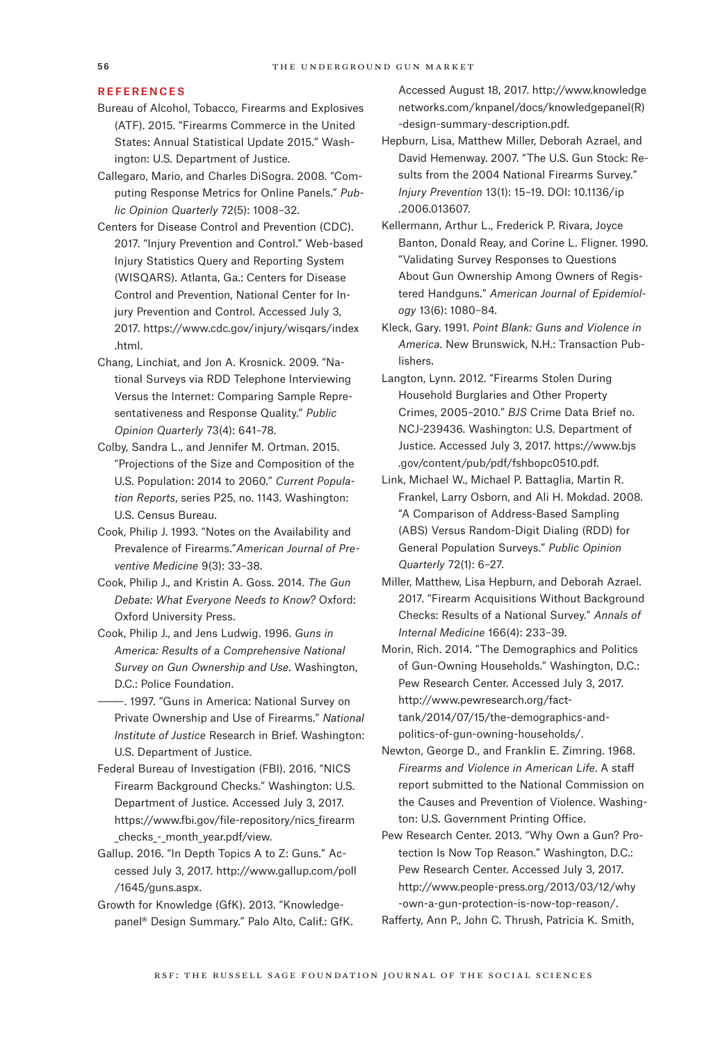## REFERENCES

Bureau of Alcohol, Tobacco, Firearms and Explosives (ATF). 2015. "Firearms Commerce in the United States: Annual Statistical Update 2015." Washington: U.S. Department of Justice.

Callegaro, Mario, and Charles DiSogra. 2008. "Computing Response Metrics for Online Panels." *Public Opinion Quarterly* 72(5): 1008–32.

Centers for Disease Control and Prevention (CDC). 2017. "Injury Prevention and Control." Web-based Injury Statistics Query and Reporting System (WISQARS). Atlanta, Ga.: Centers for Disease Control and Prevention, National Center for Injury Prevention and Control. Accessed July 3, 2017. https://www.cdc.gov/injury/wisqars/index.html.

Chang, Linchiat, and Jon A. Krosnick. 2009. "National Surveys via RDD Telephone Interviewing Versus the Internet: Comparing Sample Representativeness and Response Quality." *Public Opinion Quarterly* 73(4): 641–78.

Colby, Sandra L., and Jennifer M. Ortman. 2015. "Projections of the Size and Composition of the U.S. Population: 2014 to 2060." *Current Population Reports*, series P25, no. 1143. Washington: U.S. Census Bureau.

Cook, Philip J. 1993. "Notes on the Availability and Prevalence of Firearms."*American Journal of Preventive Medicine* 9(3): 33–38.

Cook, Philip J., and Kristin A. Goss. 2014. *The Gun Debate: What Everyone Needs to Know?* Oxford: Oxford University Press.

Cook, Philip J., and Jens Ludwig. 1996. *Guns in America: Results of a Comprehensive National Survey on Gun Ownership and Use*. Washington, D.C.: Police Foundation.

———. 1997. "Guns in America: National Survey on Private Ownership and Use of Firearms." *National Institute of Justice* Research in Brief. Washington: U.S. Department of Justice.

Federal Bureau of Investigation (FBI). 2016. "NICS Firearm Background Checks." Washington: U.S. Department of Justice. Accessed July 3, 2017. https://www.fbi.gov/file-repository/nics_firearm_checks_-_month_year.pdf/view.

Gallup. 2016. "In Depth Topics A to Z: Guns." Accessed July 3, 2017. http://www.gallup.com/poll/1645/guns.aspx.

Growth for Knowledge (GfK). 2013. "Knowledgepanel® Design Summary." Palo Alto, Calif.: GfK. Accessed August 18, 2017. http://www.knowledgenetworks.com/knpanel/docs/knowledgepanel(R)-design-summary-description.pdf.

Hepburn, Lisa, Matthew Miller, Deborah Azrael, and David Hemenway. 2007. "The U.S. Gun Stock: Results from the 2004 National Firearms Survey." *Injury Prevention* 13(1): 15–19. DOI: 10.1136/ip.2006.013607.

Kellermann, Arthur L., Frederick P. Rivara, Joyce Banton, Donald Reay, and Corine L. Fligner. 1990. "Validating Survey Responses to Questions About Gun Ownership Among Owners of Registered Handguns." *American Journal of Epidemiology* 13(6): 1080–84.

Kleck, Gary. 1991. *Point Blank: Guns and Violence in America*. New Brunswick, N.H.: Transaction Publishers.

Langton, Lynn. 2012. "Firearms Stolen During Household Burglaries and Other Property Crimes, 2005–2010." *BJS* Crime Data Brief no. NCJ-239436. Washington: U.S. Department of Justice. Accessed July 3, 2017. https://www.bjs.gov/content/pub/pdf/fshbopc0510.pdf.

Link, Michael W., Michael P. Battaglia, Martin R. Frankel, Larry Osborn, and Ali H. Mokdad. 2008. "A Comparison of Address-Based Sampling (ABS) Versus Random-Digit Dialing (RDD) for General Population Surveys." *Public Opinion Quarterly* 72(1): 6–27.

Miller, Matthew, Lisa Hepburn, and Deborah Azrael. 2017. "Firearm Acquisitions Without Background Checks: Results of a National Survey." *Annals of Internal Medicine* 166(4): 233–39.

Morin, Rich. 2014. "The Demographics and Politics of Gun-Owning Households." Washington, D.C.: Pew Research Center. Accessed July 3, 2017. http://www.pewresearch.org/fact-tank/2014/07/15/the-demographics-and-politics-of-gun-owning-households/.

Newton, George D., and Franklin E. Zimring. 1968. *Firearms and Violence in American Life*. A staff report submitted to the National Commission on the Causes and Prevention of Violence. Washington: U.S. Government Printing Office.

Pew Research Center. 2013. "Why Own a Gun? Protection Is Now Top Reason." Washington, D.C.: Pew Research Center. Accessed July 3, 2017. http://www.people-press.org/2013/03/12/why-own-a-gun-protection-is-now-top-reason/.

Rafferty, Ann P., John C. Thrush, Patricia K. Smith,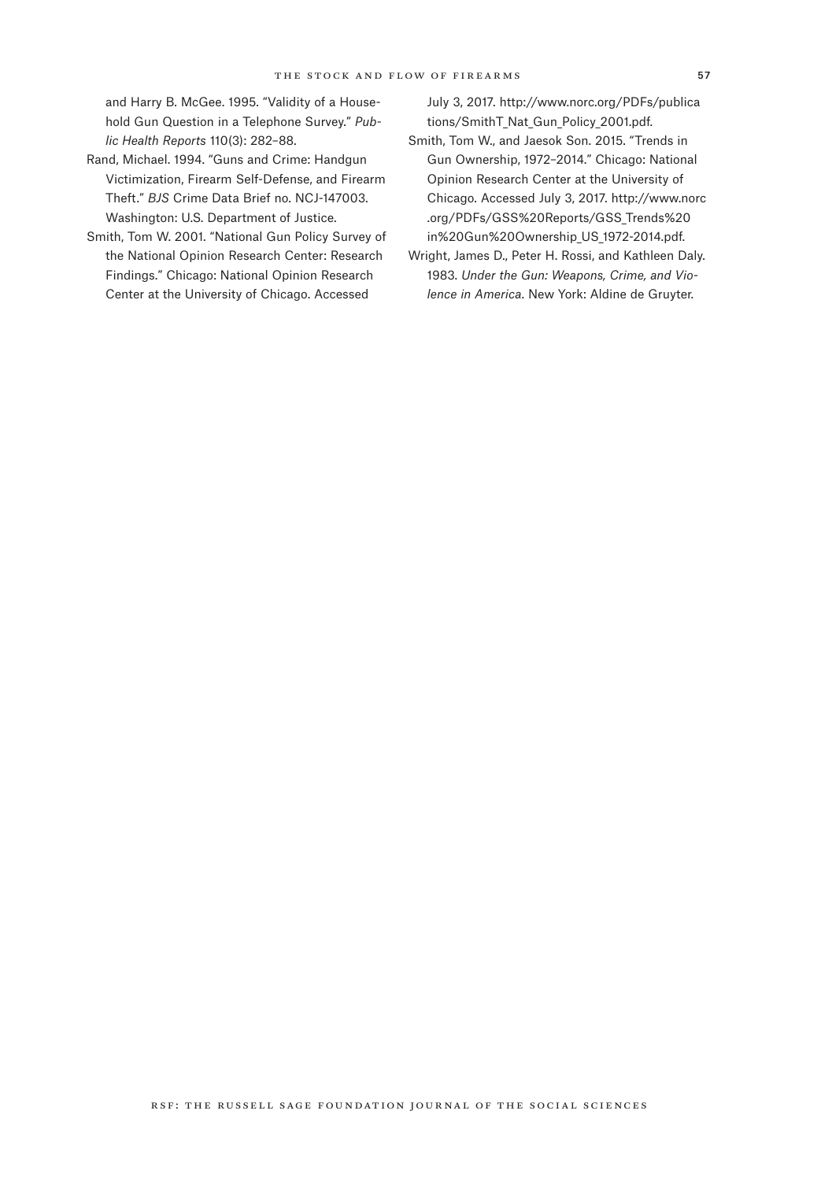and Harry B. McGee. 1995. "Validity of a Household Gun Question in a Telephone Survey." *Public Health Reports* 110(3): 282–88.

Rand, Michael. 1994. "Guns and Crime: Handgun Victimization, Firearm Self-Defense, and Firearm Theft." *BJS* Crime Data Brief no. NCJ-147003. Washington: U.S. Department of Justice.

Smith, Tom W. 2001. "National Gun Policy Survey of the National Opinion Research Center: Research Findings." Chicago: National Opinion Research Center at the University of Chicago. Accessed July 3, 2017. http://www.norc.org/PDFs/publications/SmithT_Nat_Gun_Policy_2001.pdf.

Smith, Tom W., and Jaesok Son. 2015. "Trends in Gun Ownership, 1972–2014." Chicago: National Opinion Research Center at the University of Chicago. Accessed July 3, 2017. http://www.norc.org/PDFs/GSS%20Reports/GSS_Trends%20in%20Gun%20Ownership_US_1972-2014.pdf.

Wright, James D., Peter H. Rossi, and Kathleen Daly. 1983. *Under the Gun: Weapons, Crime, and Violence in America*. New York: Aldine de Gruyter.